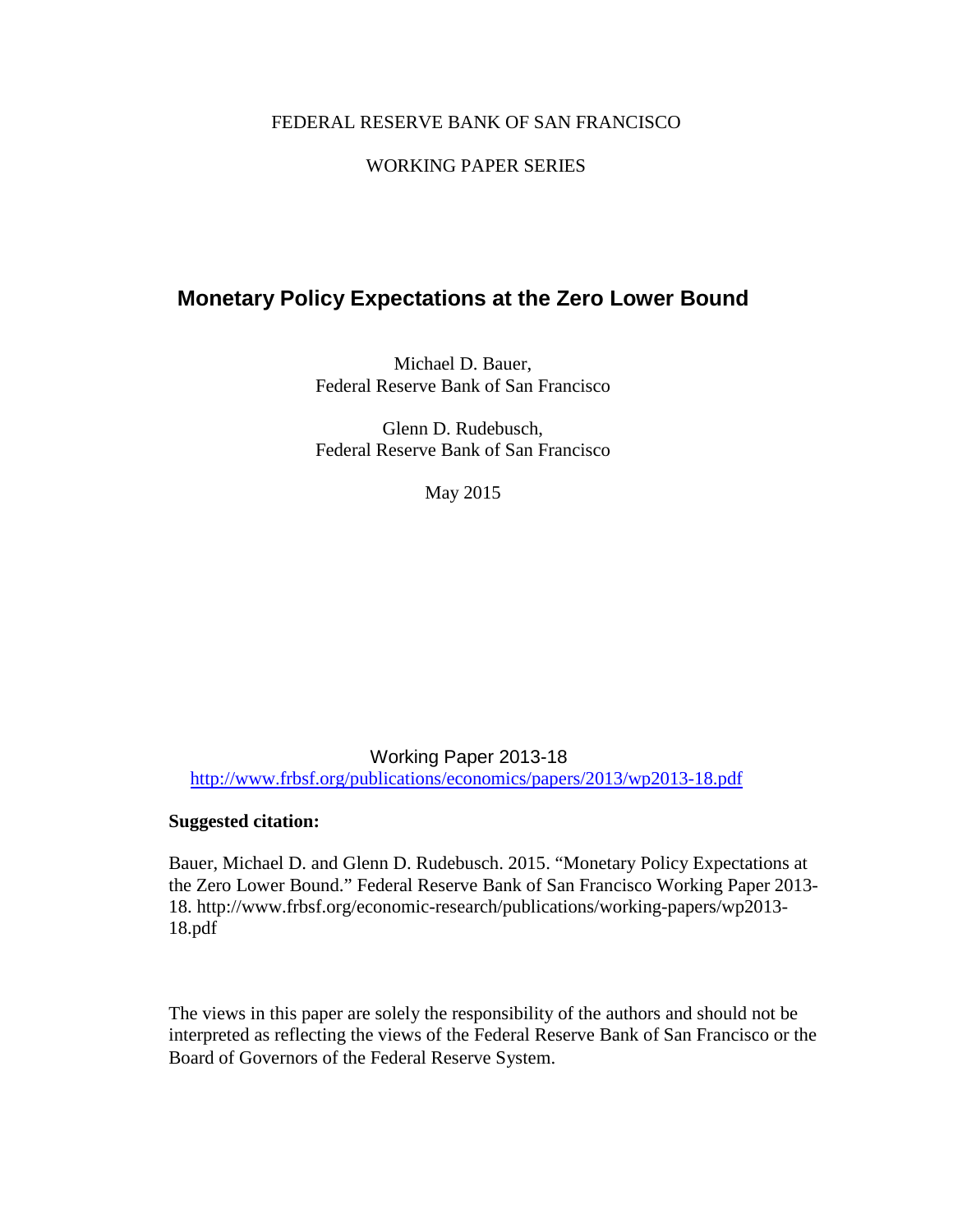FEDERAL RESERVE BANK OF SAN FRANCISCO

WORKING PAPER SERIES

# Monetary Policy Expectations at the Zero Lower Bound

Michael D. Bauer,
Federal Reserve Bank of San Francisco

Glenn D. Rudebusch,
Federal Reserve Bank of San Francisco

May 2015

Working Paper 2013-18
http://www.frbsf.org/publications/economics/papers/2013/wp2013-18.pdf

**Suggested citation:**

Bauer, Michael D. and Glenn D. Rudebusch. 2015. "Monetary Policy Expectations at the Zero Lower Bound." Federal Reserve Bank of San Francisco Working Paper 2013-18. http://www.frbsf.org/economic-research/publications/working-papers/wp2013-18.pdf

The views in this paper are solely the responsibility of the authors and should not be interpreted as reflecting the views of the Federal Reserve Bank of San Francisco or the Board of Governors of the Federal Reserve System.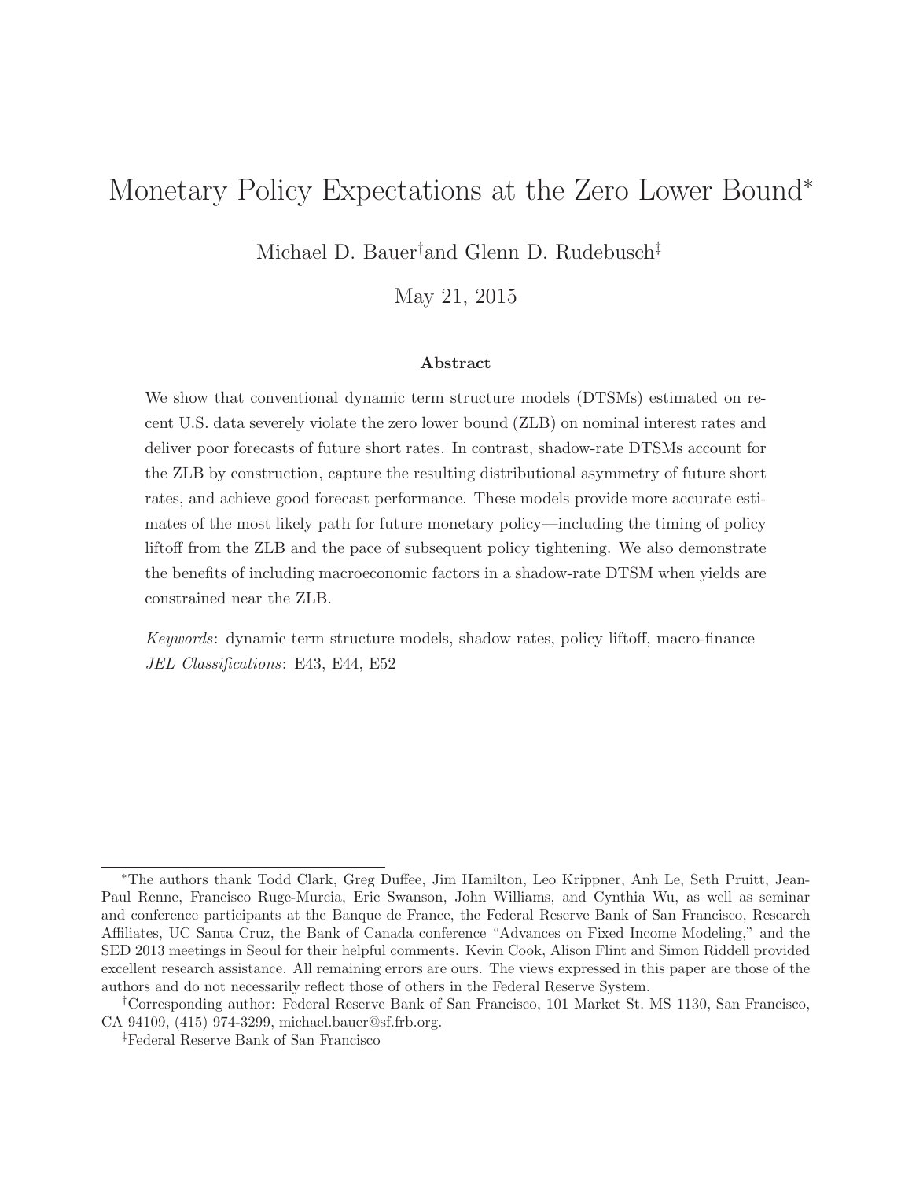# Monetary Policy Expectations at the Zero Lower Bound*

Michael D. Bauer[†] and Glenn D. Rudebusch[‡]

May 21, 2015

### Abstract

We show that conventional dynamic term structure models (DTSMs) estimated on recent U.S. data severely violate the zero lower bound (ZLB) on nominal interest rates and deliver poor forecasts of future short rates. In contrast, shadow-rate DTSMs account for the ZLB by construction, capture the resulting distributional asymmetry of future short rates, and achieve good forecast performance. These models provide more accurate estimates of the most likely path for future monetary policy—including the timing of policy liftoff from the ZLB and the pace of subsequent policy tightening. We also demonstrate the benefits of including macroeconomic factors in a shadow-rate DTSM when yields are constrained near the ZLB.

*Keywords*: dynamic term structure models, shadow rates, policy liftoff, macro-finance
*JEL Classifications*: E43, E44, E52

---

*The authors thank Todd Clark, Greg Duffee, Jim Hamilton, Leo Krippner, Anh Le, Seth Pruitt, Jean-Paul Renne, Francisco Ruge-Murcia, Eric Swanson, John Williams, and Cynthia Wu, as well as seminar and conference participants at the Banque de France, the Federal Reserve Bank of San Francisco, Research Affiliates, UC Santa Cruz, the Bank of Canada conference "Advances on Fixed Income Modeling," and the SED 2013 meetings in Seoul for their helpful comments. Kevin Cook, Alison Flint and Simon Riddell provided excellent research assistance. All remaining errors are ours. The views expressed in this paper are those of the authors and do not necessarily reflect those of others in the Federal Reserve System.

[†]Corresponding author: Federal Reserve Bank of San Francisco, 101 Market St. MS 1130, San Francisco, CA 94109, (415) 974-3299, michael.bauer@sf.frb.org.

[‡]Federal Reserve Bank of San Francisco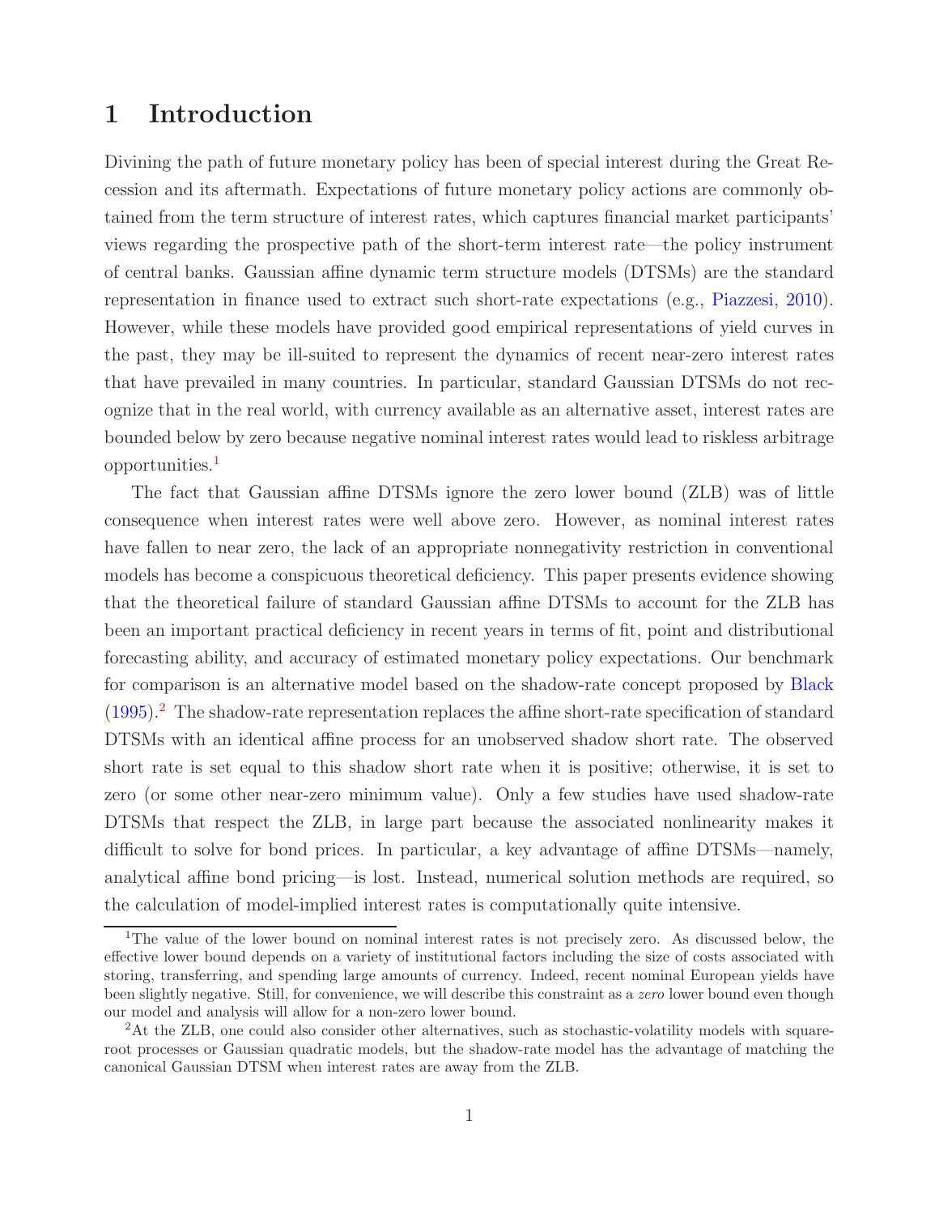# 1 Introduction

Divining the path of future monetary policy has been of special interest during the Great Recession and its aftermath. Expectations of future monetary policy actions are commonly obtained from the term structure of interest rates, which captures financial market participants' views regarding the prospective path of the short-term interest rate—the policy instrument of central banks. Gaussian affine dynamic term structure models (DTSMs) are the standard representation in finance used to extract such short-rate expectations (e.g., Piazzesi, 2010). However, while these models have provided good empirical representations of yield curves in the past, they may be ill-suited to represent the dynamics of recent near-zero interest rates that have prevailed in many countries. In particular, standard Gaussian DTSMs do not recognize that in the real world, with currency available as an alternative asset, interest rates are bounded below by zero because negative nominal interest rates would lead to riskless arbitrage opportunities.[1]

The fact that Gaussian affine DTSMs ignore the zero lower bound (ZLB) was of little consequence when interest rates were well above zero. However, as nominal interest rates have fallen to near zero, the lack of an appropriate nonnegativity restriction in conventional models has become a conspicuous theoretical deficiency. This paper presents evidence showing that the theoretical failure of standard Gaussian affine DTSMs to account for the ZLB has been an important practical deficiency in recent years in terms of fit, point and distributional forecasting ability, and accuracy of estimated monetary policy expectations. Our benchmark for comparison is an alternative model based on the shadow-rate concept proposed by Black (1995).[2] The shadow-rate representation replaces the affine short-rate specification of standard DTSMs with an identical affine process for an unobserved shadow short rate. The observed short rate is set equal to this shadow short rate when it is positive; otherwise, it is set to zero (or some other near-zero minimum value). Only a few studies have used shadow-rate DTSMs that respect the ZLB, in large part because the associated nonlinearity makes it difficult to solve for bond prices. In particular, a key advantage of affine DTSMs—namely, analytical affine bond pricing—is lost. Instead, numerical solution methods are required, so the calculation of model-implied interest rates is computationally quite intensive.

[1] The value of the lower bound on nominal interest rates is not precisely zero. As discussed below, the effective lower bound depends on a variety of institutional factors including the size of costs associated with storing, transferring, and spending large amounts of currency. Indeed, recent nominal European yields have been slightly negative. Still, for convenience, we will describe this constraint as a *zero* lower bound even though our model and analysis will allow for a non-zero lower bound.

[2] At the ZLB, one could also consider other alternatives, such as stochastic-volatility models with square-root processes or Gaussian quadratic models, but the shadow-rate model has the advantage of matching the canonical Gaussian DTSM when interest rates are away from the ZLB.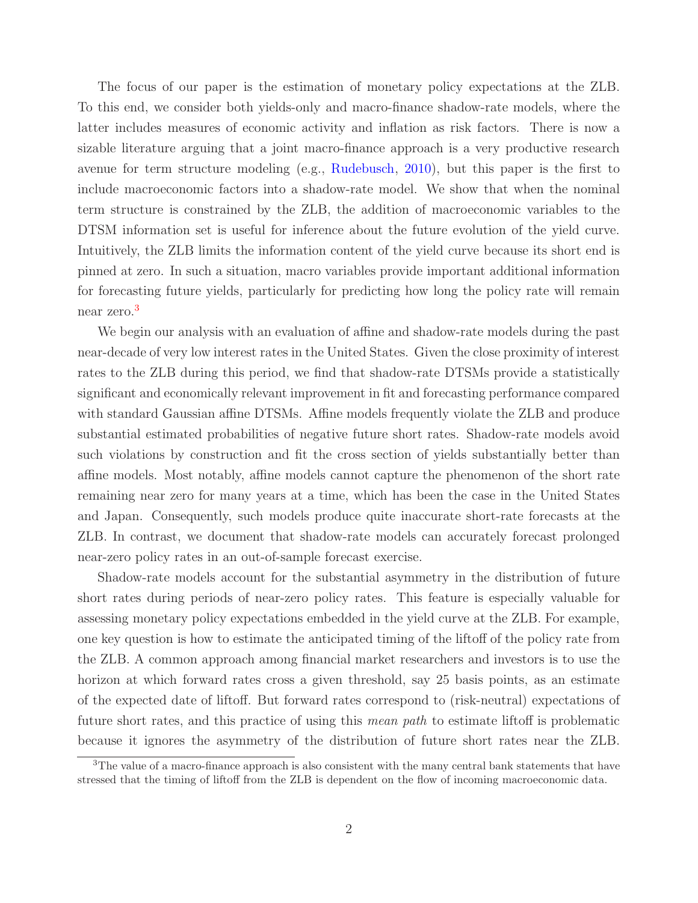The focus of our paper is the estimation of monetary policy expectations at the ZLB. To this end, we consider both yields-only and macro-finance shadow-rate models, where the latter includes measures of economic activity and inflation as risk factors. There is now a sizable literature arguing that a joint macro-finance approach is a very productive research avenue for term structure modeling (e.g., Rudebusch, 2010), but this paper is the first to include macroeconomic factors into a shadow-rate model. We show that when the nominal term structure is constrained by the ZLB, the addition of macroeconomic variables to the DTSM information set is useful for inference about the future evolution of the yield curve. Intuitively, the ZLB limits the information content of the yield curve because its short end is pinned at zero. In such a situation, macro variables provide important additional information for forecasting future yields, particularly for predicting how long the policy rate will remain near zero.[3]

We begin our analysis with an evaluation of affine and shadow-rate models during the past near-decade of very low interest rates in the United States. Given the close proximity of interest rates to the ZLB during this period, we find that shadow-rate DTSMs provide a statistically significant and economically relevant improvement in fit and forecasting performance compared with standard Gaussian affine DTSMs. Affine models frequently violate the ZLB and produce substantial estimated probabilities of negative future short rates. Shadow-rate models avoid such violations by construction and fit the cross section of yields substantially better than affine models. Most notably, affine models cannot capture the phenomenon of the short rate remaining near zero for many years at a time, which has been the case in the United States and Japan. Consequently, such models produce quite inaccurate short-rate forecasts at the ZLB. In contrast, we document that shadow-rate models can accurately forecast prolonged near-zero policy rates in an out-of-sample forecast exercise.

Shadow-rate models account for the substantial asymmetry in the distribution of future short rates during periods of near-zero policy rates. This feature is especially valuable for assessing monetary policy expectations embedded in the yield curve at the ZLB. For example, one key question is how to estimate the anticipated timing of the liftoff of the policy rate from the ZLB. A common approach among financial market researchers and investors is to use the horizon at which forward rates cross a given threshold, say 25 basis points, as an estimate of the expected date of liftoff. But forward rates correspond to (risk-neutral) expectations of future short rates, and this practice of using this *mean path* to estimate liftoff is problematic because it ignores the asymmetry of the distribution of future short rates near the ZLB.

[3]The value of a macro-finance approach is also consistent with the many central bank statements that have stressed that the timing of liftoff from the ZLB is dependent on the flow of incoming macroeconomic data.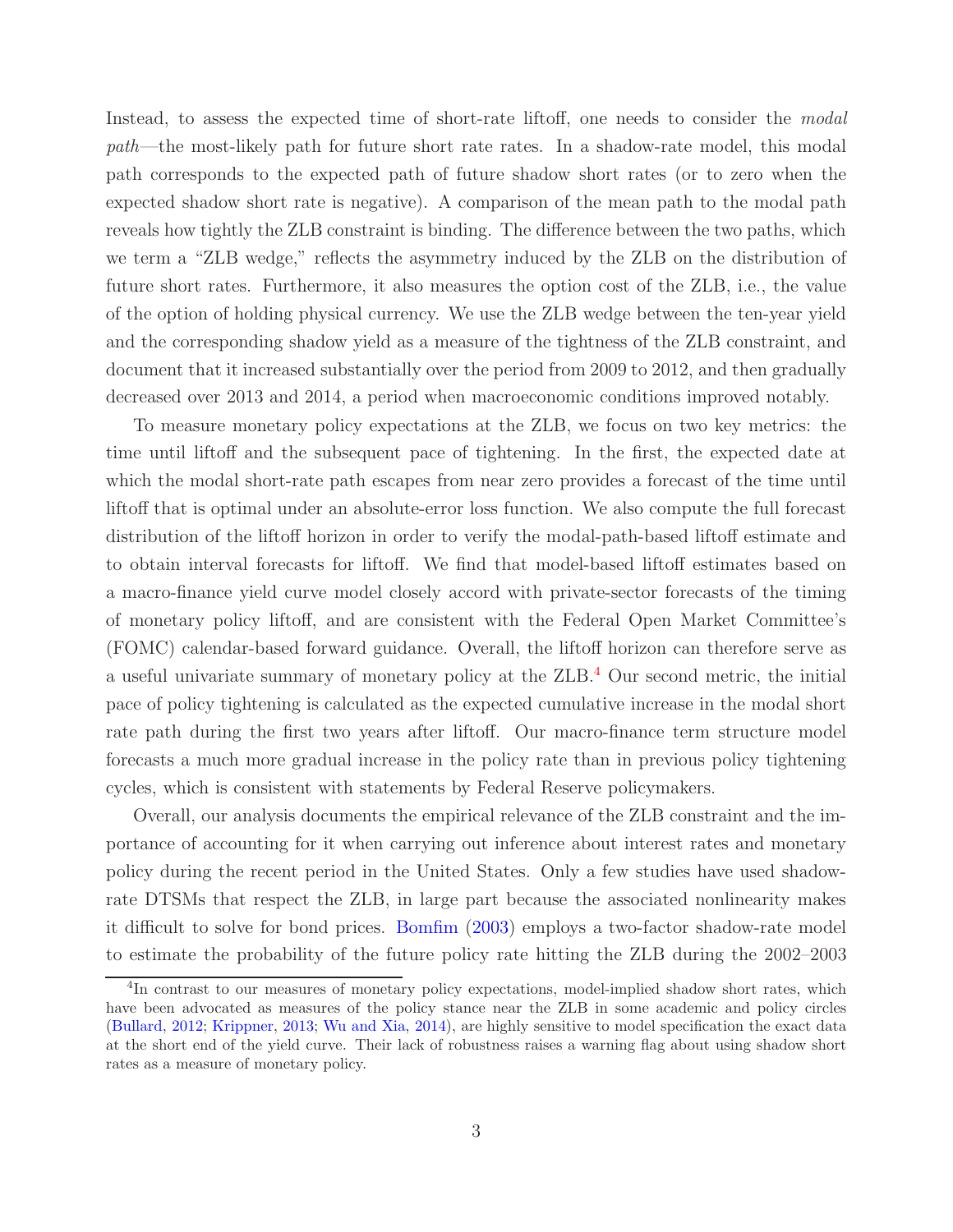Instead, to assess the expected time of short-rate liftoff, one needs to consider the *modal path*—the most-likely path for future short rate rates. In a shadow-rate model, this modal path corresponds to the expected path of future shadow short rates (or to zero when the expected shadow short rate is negative). A comparison of the mean path to the modal path reveals how tightly the ZLB constraint is binding. The difference between the two paths, which we term a "ZLB wedge," reflects the asymmetry induced by the ZLB on the distribution of future short rates. Furthermore, it also measures the option cost of the ZLB, i.e., the value of the option of holding physical currency. We use the ZLB wedge between the ten-year yield and the corresponding shadow yield as a measure of the tightness of the ZLB constraint, and document that it increased substantially over the period from 2009 to 2012, and then gradually decreased over 2013 and 2014, a period when macroeconomic conditions improved notably.

To measure monetary policy expectations at the ZLB, we focus on two key metrics: the time until liftoff and the subsequent pace of tightening. In the first, the expected date at which the modal short-rate path escapes from near zero provides a forecast of the time until liftoff that is optimal under an absolute-error loss function. We also compute the full forecast distribution of the liftoff horizon in order to verify the modal-path-based liftoff estimate and to obtain interval forecasts for liftoff. We find that model-based liftoff estimates based on a macro-finance yield curve model closely accord with private-sector forecasts of the timing of monetary policy liftoff, and are consistent with the Federal Open Market Committee's (FOMC) calendar-based forward guidance. Overall, the liftoff horizon can therefore serve as a useful univariate summary of monetary policy at the ZLB.[4] Our second metric, the initial pace of policy tightening is calculated as the expected cumulative increase in the modal short rate path during the first two years after liftoff. Our macro-finance term structure model forecasts a much more gradual increase in the policy rate than in previous policy tightening cycles, which is consistent with statements by Federal Reserve policymakers.

Overall, our analysis documents the empirical relevance of the ZLB constraint and the importance of accounting for it when carrying out inference about interest rates and monetary policy during the recent period in the United States. Only a few studies have used shadow-rate DTSMs that respect the ZLB, in large part because the associated nonlinearity makes it difficult to solve for bond prices. Bomfim (2003) employs a two-factor shadow-rate model to estimate the probability of the future policy rate hitting the ZLB during the 2002–2003

[4] In contrast to our measures of monetary policy expectations, model-implied shadow short rates, which have been advocated as measures of the policy stance near the ZLB in some academic and policy circles (Bullard, 2012; Krippner, 2013; Wu and Xia, 2014), are highly sensitive to model specification the exact data at the short end of the yield curve. Their lack of robustness raises a warning flag about using shadow short rates as a measure of monetary policy.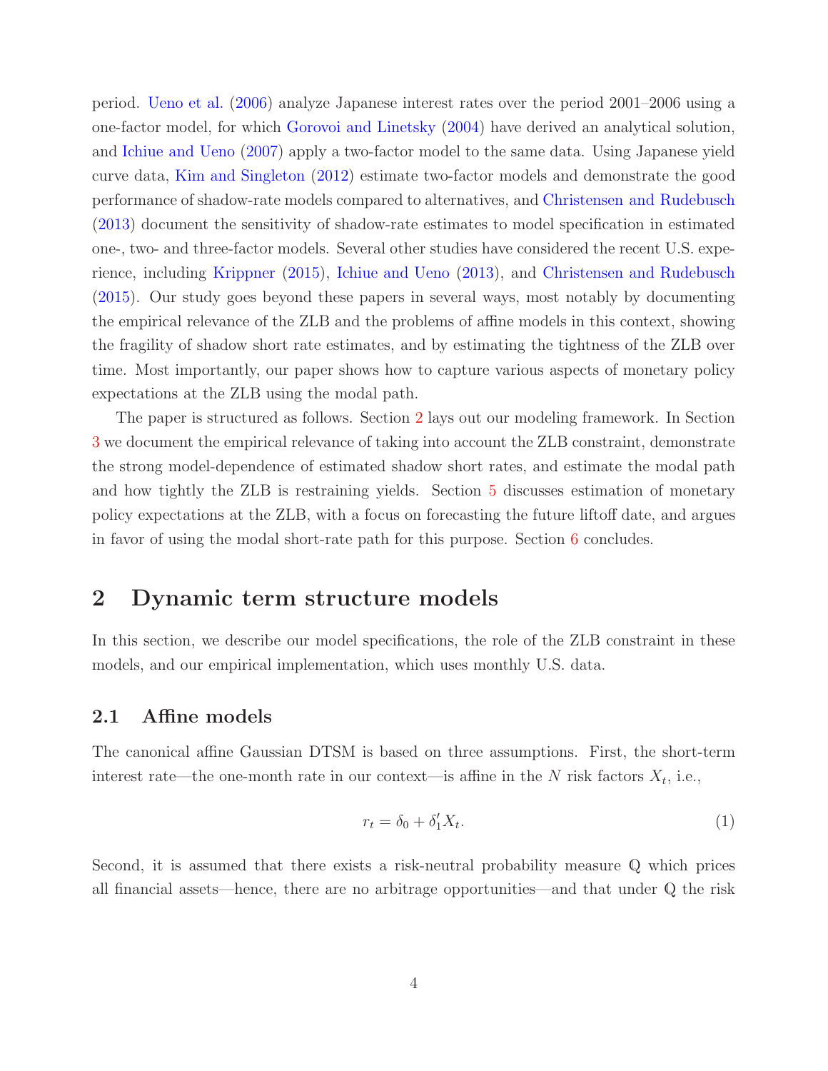period. Ueno et al. (2006) analyze Japanese interest rates over the period 2001–2006 using a one-factor model, for which Gorovoi and Linetsky (2004) have derived an analytical solution, and Ichiue and Ueno (2007) apply a two-factor model to the same data. Using Japanese yield curve data, Kim and Singleton (2012) estimate two-factor models and demonstrate the good performance of shadow-rate models compared to alternatives, and Christensen and Rudebusch (2013) document the sensitivity of shadow-rate estimates to model specification in estimated one-, two- and three-factor models. Several other studies have considered the recent U.S. experience, including Krippner (2015), Ichiue and Ueno (2013), and Christensen and Rudebusch (2015). Our study goes beyond these papers in several ways, most notably by documenting the empirical relevance of the ZLB and the problems of affine models in this context, showing the fragility of shadow short rate estimates, and by estimating the tightness of the ZLB over time. Most importantly, our paper shows how to capture various aspects of monetary policy expectations at the ZLB using the modal path.

The paper is structured as follows. Section 2 lays out our modeling framework. In Section 3 we document the empirical relevance of taking into account the ZLB constraint, demonstrate the strong model-dependence of estimated shadow short rates, and estimate the modal path and how tightly the ZLB is restraining yields. Section 5 discusses estimation of monetary policy expectations at the ZLB, with a focus on forecasting the future liftoff date, and argues in favor of using the modal short-rate path for this purpose. Section 6 concludes.

# 2 Dynamic term structure models

In this section, we describe our model specifications, the role of the ZLB constraint in these models, and our empirical implementation, which uses monthly U.S. data.

## 2.1 Affine models

The canonical affine Gaussian DTSM is based on three assumptions. First, the short-term interest rate—the one-month rate in our context—is affine in the $N$ risk factors $X_t$, i.e.,

$$r_t = \delta_0 + \delta_1' X_t. \tag{1}$$

Second, it is assumed that there exists a risk-neutral probability measure $\mathbb{Q}$ which prices all financial assets—hence, there are no arbitrage opportunities—and that under $\mathbb{Q}$ the risk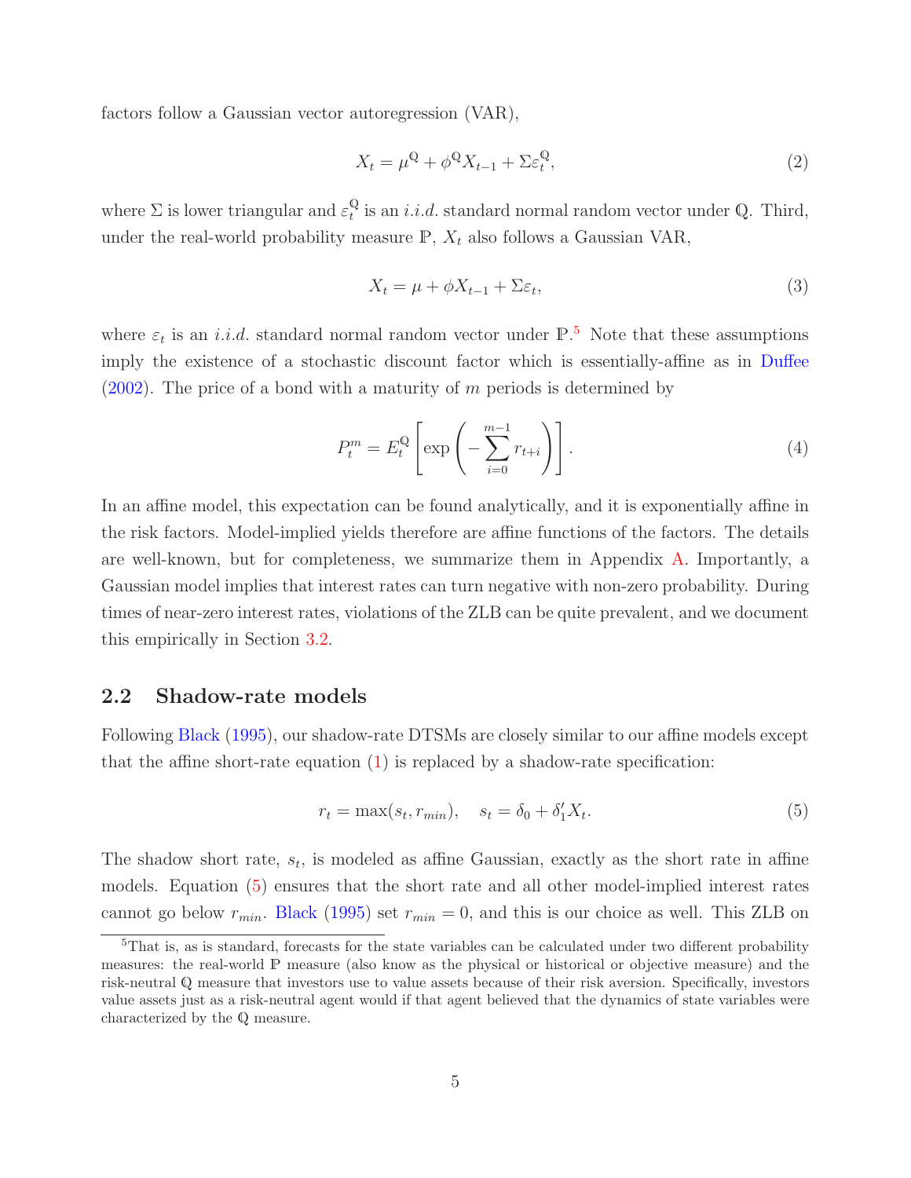factors follow a Gaussian vector autoregression (VAR),

$$X_t = \mu^{\mathbb{Q}} + \phi^{\mathbb{Q}} X_{t-1} + \Sigma \varepsilon_t^{\mathbb{Q}}, \tag{2}$$

where $\Sigma$ is lower triangular and $\varepsilon_t^{\mathbb{Q}}$ is an *i.i.d.* standard normal random vector under $\mathbb{Q}$. Third, under the real-world probability measure $\mathbb{P}$, $X_t$ also follows a Gaussian VAR,

$$X_t = \mu + \phi X_{t-1} + \Sigma \varepsilon_t, \tag{3}$$

where $\varepsilon_t$ is an *i.i.d.* standard normal random vector under $\mathbb{P}$.[5] Note that these assumptions imply the existence of a stochastic discount factor which is essentially-affine as in Duffee (2002). The price of a bond with a maturity of $m$ periods is determined by

$$P_t^m = E_t^{\mathbb{Q}} \left[ \exp \left( - \sum_{i=0}^{m-1} r_{t+i} \right) \right]. \tag{4}$$

In an affine model, this expectation can be found analytically, and it is exponentially affine in the risk factors. Model-implied yields therefore are affine functions of the factors. The details are well-known, but for completeness, we summarize them in Appendix A. Importantly, a Gaussian model implies that interest rates can turn negative with non-zero probability. During times of near-zero interest rates, violations of the ZLB can be quite prevalent, and we document this empirically in Section 3.2.

## 2.2 Shadow-rate models

Following Black (1995), our shadow-rate DTSMs are closely similar to our affine models except that the affine short-rate equation (1) is replaced by a shadow-rate specification:

$$r_t = \max(s_t, r_{min}), \quad s_t = \delta_0 + \delta_1' X_t. \tag{5}$$

The shadow short rate, $s_t$, is modeled as affine Gaussian, exactly as the short rate in affine models. Equation (5) ensures that the short rate and all other model-implied interest rates cannot go below $r_{min}$. Black (1995) set $r_{min} = 0$, and this is our choice as well. This ZLB on

[5] That is, as is standard, forecasts for the state variables can be calculated under two different probability measures: the real-world $\mathbb{P}$ measure (also know as the physical or historical or objective measure) and the risk-neutral $\mathbb{Q}$ measure that investors use to value assets because of their risk aversion. Specifically, investors value assets just as a risk-neutral agent would if that agent believed that the dynamics of state variables were characterized by the $\mathbb{Q}$ measure.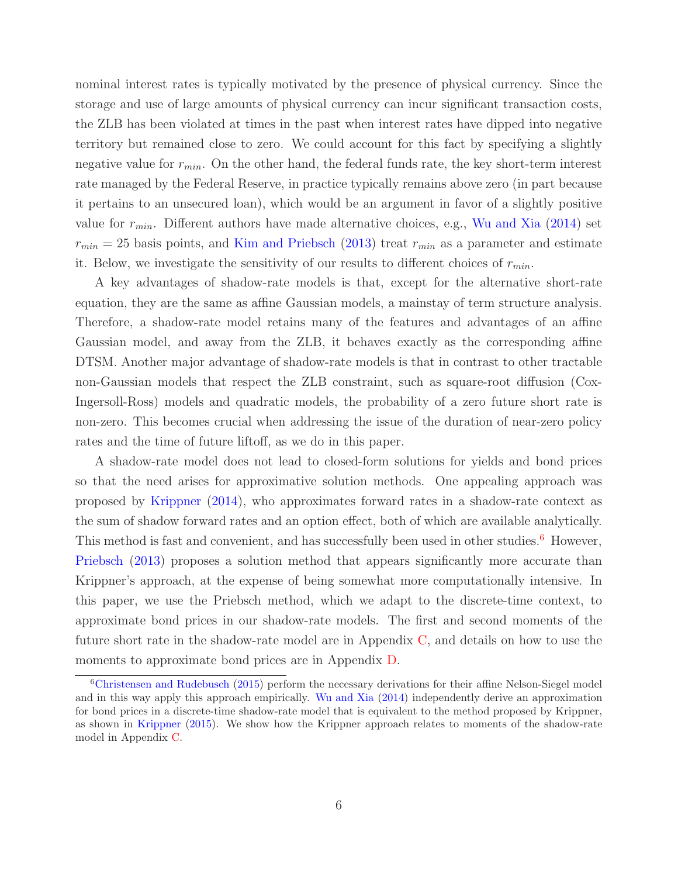nominal interest rates is typically motivated by the presence of physical currency. Since the storage and use of large amounts of physical currency can incur significant transaction costs, the ZLB has been violated at times in the past when interest rates have dipped into negative territory but remained close to zero. We could account for this fact by specifying a slightly negative value for $r_{min}$. On the other hand, the federal funds rate, the key short-term interest rate managed by the Federal Reserve, in practice typically remains above zero (in part because it pertains to an unsecured loan), which would be an argument in favor of a slightly positive value for $r_{min}$. Different authors have made alternative choices, e.g., Wu and Xia (2014) set $r_{min} = 25$ basis points, and Kim and Priebsch (2013) treat $r_{min}$ as a parameter and estimate it. Below, we investigate the sensitivity of our results to different choices of $r_{min}$.

A key advantages of shadow-rate models is that, except for the alternative short-rate equation, they are the same as affine Gaussian models, a mainstay of term structure analysis. Therefore, a shadow-rate model retains many of the features and advantages of an affine Gaussian model, and away from the ZLB, it behaves exactly as the corresponding affine DTSM. Another major advantage of shadow-rate models is that in contrast to other tractable non-Gaussian models that respect the ZLB constraint, such as square-root diffusion (Cox-Ingersoll-Ross) models and quadratic models, the probability of a zero future short rate is non-zero. This becomes crucial when addressing the issue of the duration of near-zero policy rates and the time of future liftoff, as we do in this paper.

A shadow-rate model does not lead to closed-form solutions for yields and bond prices so that the need arises for approximative solution methods. One appealing approach was proposed by Krippner (2014), who approximates forward rates in a shadow-rate context as the sum of shadow forward rates and an option effect, both of which are available analytically. This method is fast and convenient, and has successfully been used in other studies.[6] However, Priebsch (2013) proposes a solution method that appears significantly more accurate than Krippner's approach, at the expense of being somewhat more computationally intensive. In this paper, we use the Priebsch method, which we adapt to the discrete-time context, to approximate bond prices in our shadow-rate models. The first and second moments of the future short rate in the shadow-rate model are in Appendix C, and details on how to use the moments to approximate bond prices are in Appendix D.

[6] Christensen and Rudebusch (2015) perform the necessary derivations for their affine Nelson-Siegel model and in this way apply this approach empirically. Wu and Xia (2014) independently derive an approximation for bond prices in a discrete-time shadow-rate model that is equivalent to the method proposed by Krippner, as shown in Krippner (2015). We show how the Krippner approach relates to moments of the shadow-rate model in Appendix C.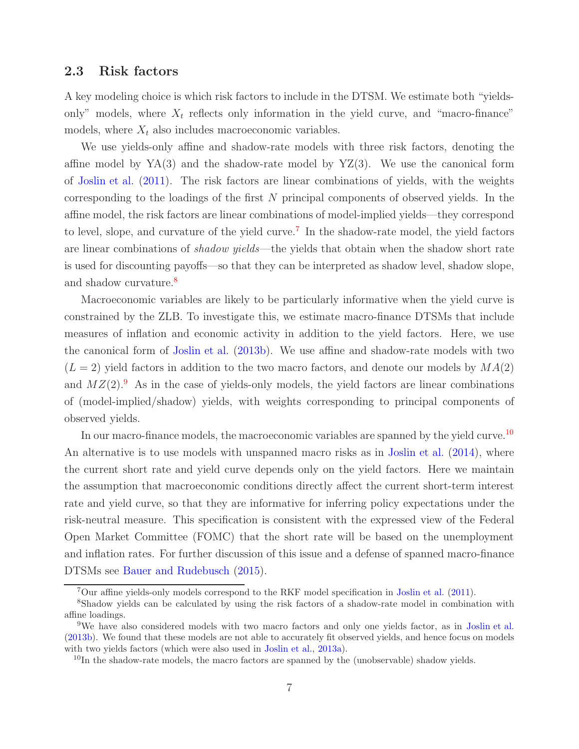## 2.3 Risk factors

A key modeling choice is which risk factors to include in the DTSM. We estimate both "yields-only" models, where $X_t$ reflects only information in the yield curve, and "macro-finance" models, where $X_t$ also includes macroeconomic variables.

We use yields-only affine and shadow-rate models with three risk factors, denoting the affine model by YA(3) and the shadow-rate model by YZ(3). We use the canonical form of Joslin et al. (2011). The risk factors are linear combinations of yields, with the weights corresponding to the loadings of the first $N$ principal components of observed yields. In the affine model, the risk factors are linear combinations of model-implied yields—they correspond to level, slope, and curvature of the yield curve.[7] In the shadow-rate model, the yield factors are linear combinations of *shadow yields*—the yields that obtain when the shadow short rate is used for discounting payoffs—so that they can be interpreted as shadow level, shadow slope, and shadow curvature.[8]

Macroeconomic variables are likely to be particularly informative when the yield curve is constrained by the ZLB. To investigate this, we estimate macro-finance DTSMs that include measures of inflation and economic activity in addition to the yield factors. Here, we use the canonical form of Joslin et al. (2013b). We use affine and shadow-rate models with two ($L = 2$) yield factors in addition to the two macro factors, and denote our models by $MA(2)$ and $MZ(2)$.[9] As in the case of yields-only models, the yield factors are linear combinations of (model-implied/shadow) yields, with weights corresponding to principal components of observed yields.

In our macro-finance models, the macroeconomic variables are spanned by the yield curve.[10] An alternative is to use models with unspanned macro risks as in Joslin et al. (2014), where the current short rate and yield curve depends only on the yield factors. Here we maintain the assumption that macroeconomic conditions directly affect the current short-term interest rate and yield curve, so that they are informative for inferring policy expectations under the risk-neutral measure. This specification is consistent with the expressed view of the Federal Open Market Committee (FOMC) that the short rate will be based on the unemployment and inflation rates. For further discussion of this issue and a defense of spanned macro-finance DTSMs see Bauer and Rudebusch (2015).

[7] Our affine yields-only models correspond to the RKF model specification in Joslin et al. (2011).

[8] Shadow yields can be calculated by using the risk factors of a shadow-rate model in combination with affine loadings.

[9] We have also considered models with two macro factors and only one yields factor, as in Joslin et al. (2013b). We found that these models are not able to accurately fit observed yields, and hence focus on models with two yields factors (which were also used in Joslin et al., 2013a).

[10] In the shadow-rate models, the macro factors are spanned by the (unobservable) shadow yields.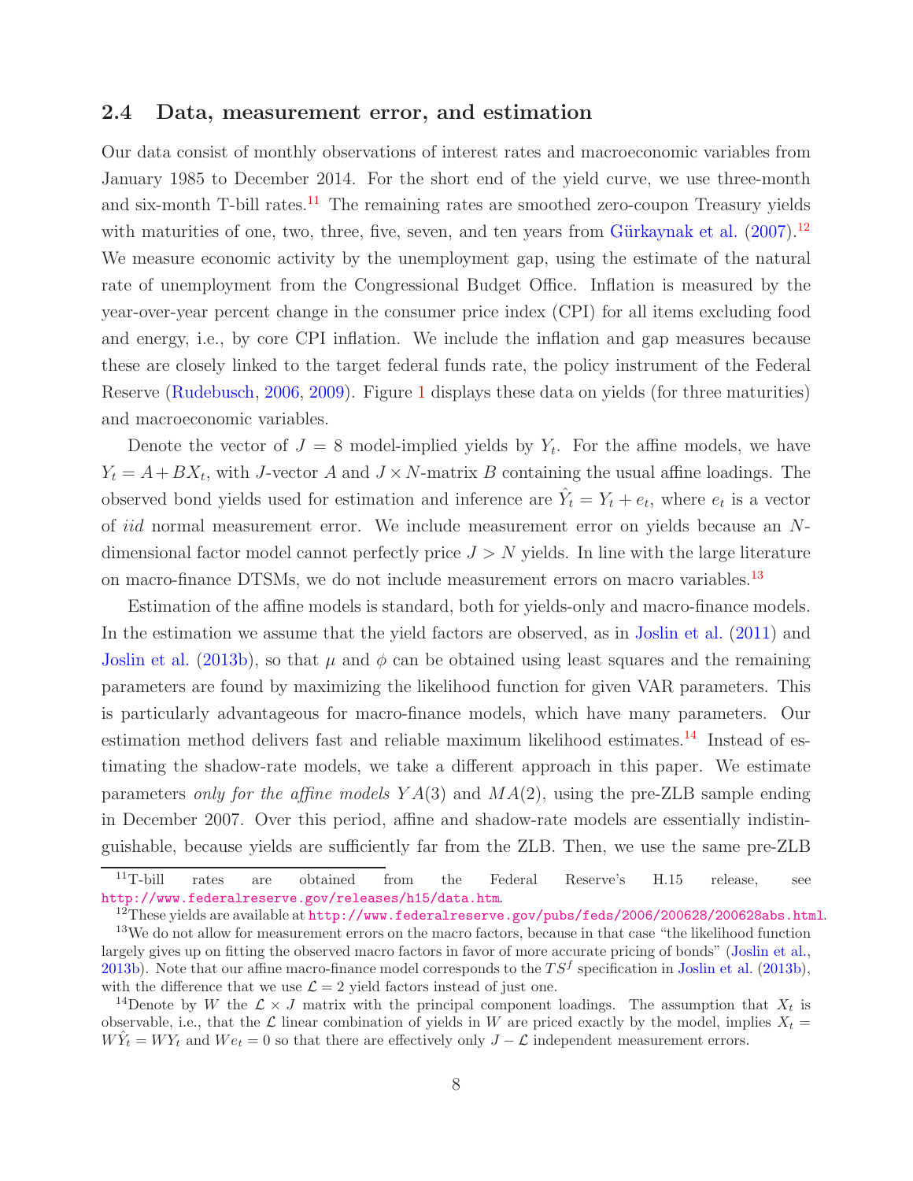### 2.4 Data, measurement error, and estimation

Our data consist of monthly observations of interest rates and macroeconomic variables from January 1985 to December 2014. For the short end of the yield curve, we use three-month and six-month T-bill rates.[11] The remaining rates are smoothed zero-coupon Treasury yields with maturities of one, two, three, five, seven, and ten years from Gürkaynak et al. (2007).[12] We measure economic activity by the unemployment gap, using the estimate of the natural rate of unemployment from the Congressional Budget Office. Inflation is measured by the year-over-year percent change in the consumer price index (CPI) for all items excluding food and energy, i.e., by core CPI inflation. We include the inflation and gap measures because these are closely linked to the target federal funds rate, the policy instrument of the Federal Reserve (Rudebusch, 2006, 2009). Figure 1 displays these data on yields (for three maturities) and macroeconomic variables.

Denote the vector of $J = 8$ model-implied yields by $Y_t$. For the affine models, we have $Y_t = A + BX_t$, with $J$-vector $A$ and $J \times N$-matrix $B$ containing the usual affine loadings. The observed bond yields used for estimation and inference are $\hat{Y}_t = Y_t + e_t$, where $e_t$ is a vector of *iid* normal measurement error. We include measurement error on yields because an $N$-dimensional factor model cannot perfectly price $J > N$ yields. In line with the large literature on macro-finance DTSMs, we do not include measurement errors on macro variables.[13]

Estimation of the affine models is standard, both for yields-only and macro-finance models. In the estimation we assume that the yield factors are observed, as in Joslin et al. (2011) and Joslin et al. (2013b), so that $\mu$ and $\phi$ can be obtained using least squares and the remaining parameters are found by maximizing the likelihood function for given VAR parameters. This is particularly advantageous for macro-finance models, which have many parameters. Our estimation method delivers fast and reliable maximum likelihood estimates.[14] Instead of estimating the shadow-rate models, we take a different approach in this paper. We estimate parameters *only for the affine models* $YA(3)$ and $MA(2)$, using the pre-ZLB sample ending in December 2007. Over this period, affine and shadow-rate models are essentially indistinguishable, because yields are sufficiently far from the ZLB. Then, we use the same pre-ZLB

---

[11] T-bill rates are obtained from the Federal Reserve's H.15 release, see http://www.federalreserve.gov/releases/h15/data.htm.

[12] These yields are available at http://www.federalreserve.gov/pubs/feds/2006/200628/200628abs.html.

[13] We do not allow for measurement errors on the macro factors, because in that case "the likelihood function largely gives up on fitting the observed macro factors in favor of more accurate pricing of bonds" (Joslin et al., 2013b). Note that our affine macro-finance model corresponds to the $TS^f$ specification in Joslin et al. (2013b), with the difference that we use $\mathcal{L} = 2$ yield factors instead of just one.

[14] Denote by $W$ the $\mathcal{L} \times J$ matrix with the principal component loadings. The assumption that $X_t$ is observable, i.e., that the $\mathcal{L}$ linear combination of yields in $W$ are priced exactly by the model, implies $X_t = W\hat{Y}_t = WY_t$ and $We_t = 0$ so that there are effectively only $J - \mathcal{L}$ independent measurement errors.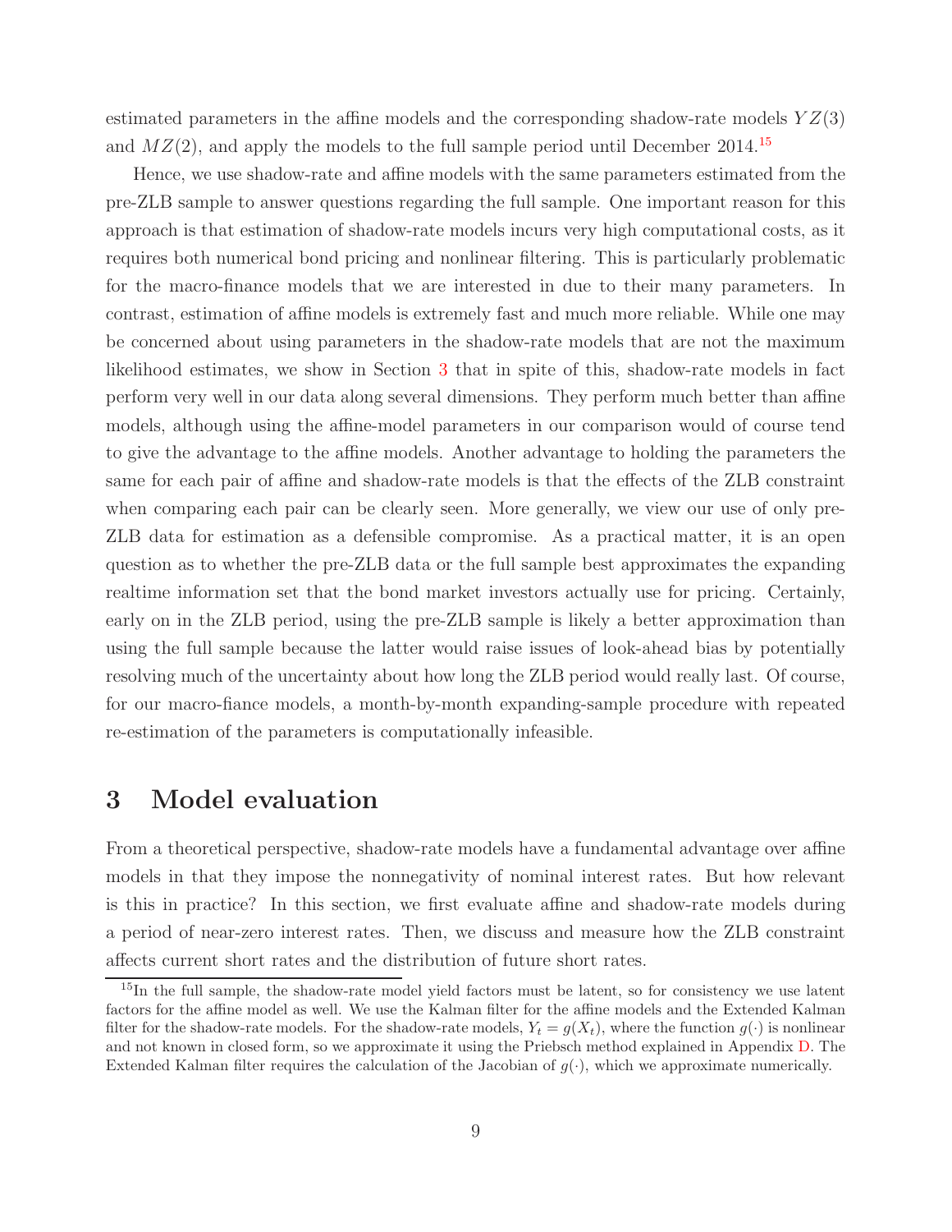estimated parameters in the affine models and the corresponding shadow-rate models $YZ(3)$ and $MZ(2)$, and apply the models to the full sample period until December 2014.[15]

Hence, we use shadow-rate and affine models with the same parameters estimated from the pre-ZLB sample to answer questions regarding the full sample. One important reason for this approach is that estimation of shadow-rate models incurs very high computational costs, as it requires both numerical bond pricing and nonlinear filtering. This is particularly problematic for the macro-finance models that we are interested in due to their many parameters. In contrast, estimation of affine models is extremely fast and much more reliable. While one may be concerned about using parameters in the shadow-rate models that are not the maximum likelihood estimates, we show in Section 3 that in spite of this, shadow-rate models in fact perform very well in our data along several dimensions. They perform much better than affine models, although using the affine-model parameters in our comparison would of course tend to give the advantage to the affine models. Another advantage to holding the parameters the same for each pair of affine and shadow-rate models is that the effects of the ZLB constraint when comparing each pair can be clearly seen. More generally, we view our use of only pre-ZLB data for estimation as a defensible compromise. As a practical matter, it is an open question as to whether the pre-ZLB data or the full sample best approximates the expanding realtime information set that the bond market investors actually use for pricing. Certainly, early on in the ZLB period, using the pre-ZLB sample is likely a better approximation than using the full sample because the latter would raise issues of look-ahead bias by potentially resolving much of the uncertainty about how long the ZLB period would really last. Of course, for our macro-fiance models, a month-by-month expanding-sample procedure with repeated re-estimation of the parameters is computationally infeasible.

# 3 Model evaluation

From a theoretical perspective, shadow-rate models have a fundamental advantage over affine models in that they impose the nonnegativity of nominal interest rates. But how relevant is this in practice? In this section, we first evaluate affine and shadow-rate models during a period of near-zero interest rates. Then, we discuss and measure how the ZLB constraint affects current short rates and the distribution of future short rates.

[15] In the full sample, the shadow-rate model yield factors must be latent, so for consistency we use latent factors for the affine model as well. We use the Kalman filter for the affine models and the Extended Kalman filter for the shadow-rate models. For the shadow-rate models, $Y_t = g(X_t)$, where the function $g(\cdot)$ is nonlinear and not known in closed form, so we approximate it using the Priebsch method explained in Appendix D. The Extended Kalman filter requires the calculation of the Jacobian of $g(\cdot)$, which we approximate numerically.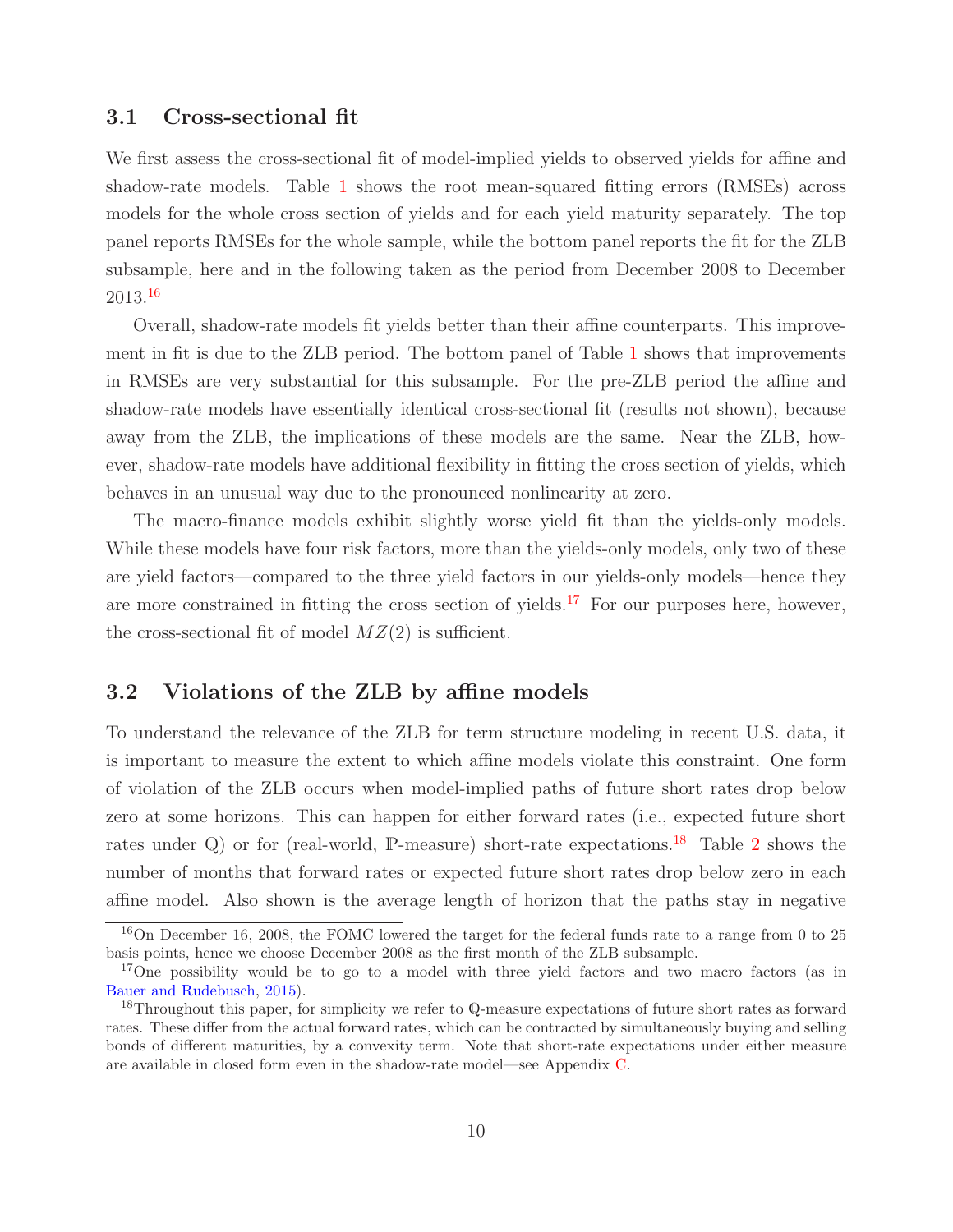### 3.1 Cross-sectional fit

We first assess the cross-sectional fit of model-implied yields to observed yields for affine and shadow-rate models. Table 1 shows the root mean-squared fitting errors (RMSEs) across models for the whole cross section of yields and for each yield maturity separately. The top panel reports RMSEs for the whole sample, while the bottom panel reports the fit for the ZLB subsample, here and in the following taken as the period from December 2008 to December 2013.[16]

Overall, shadow-rate models fit yields better than their affine counterparts. This improvement in fit is due to the ZLB period. The bottom panel of Table 1 shows that improvements in RMSEs are very substantial for this subsample. For the pre-ZLB period the affine and shadow-rate models have essentially identical cross-sectional fit (results not shown), because away from the ZLB, the implications of these models are the same. Near the ZLB, however, shadow-rate models have additional flexibility in fitting the cross section of yields, which behaves in an unusual way due to the pronounced nonlinearity at zero.

The macro-finance models exhibit slightly worse yield fit than the yields-only models. While these models have four risk factors, more than the yields-only models, only two of these are yield factors—compared to the three yield factors in our yields-only models—hence they are more constrained in fitting the cross section of yields.[17] For our purposes here, however, the cross-sectional fit of model $MZ(2)$ is sufficient.

### 3.2 Violations of the ZLB by affine models

To understand the relevance of the ZLB for term structure modeling in recent U.S. data, it is important to measure the extent to which affine models violate this constraint. One form of violation of the ZLB occurs when model-implied paths of future short rates drop below zero at some horizons. This can happen for either forward rates (i.e., expected future short rates under $\mathbb{Q}$) or for (real-world, $\mathbb{P}$-measure) short-rate expectations.[18] Table 2 shows the number of months that forward rates or expected future short rates drop below zero in each affine model. Also shown is the average length of horizon that the paths stay in negative

[16] On December 16, 2008, the FOMC lowered the target for the federal funds rate to a range from 0 to 25 basis points, hence we choose December 2008 as the first month of the ZLB subsample.

[17] One possibility would be to go to a model with three yield factors and two macro factors (as in Bauer and Rudebusch, 2015).

[18] Throughout this paper, for simplicity we refer to $\mathbb{Q}$-measure expectations of future short rates as forward rates. These differ from the actual forward rates, which can be contracted by simultaneously buying and selling bonds of different maturities, by a convexity term. Note that short-rate expectations under either measure are available in closed form even in the shadow-rate model—see Appendix C.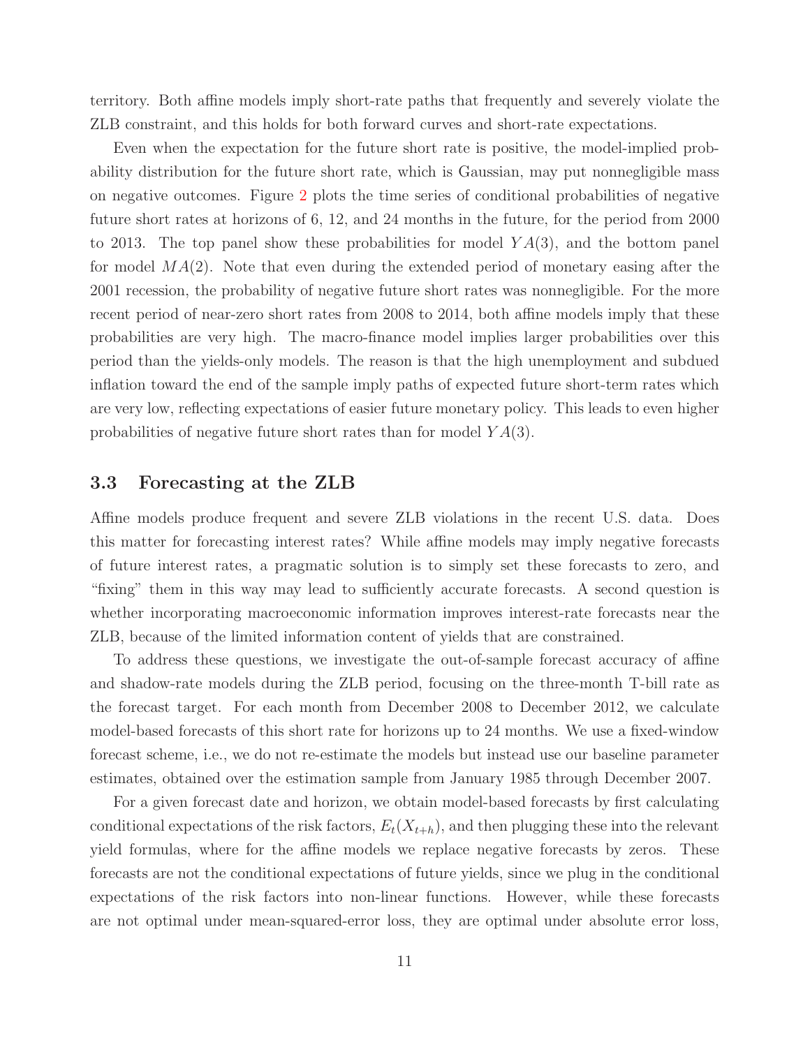territory. Both affine models imply short-rate paths that frequently and severely violate the ZLB constraint, and this holds for both forward curves and short-rate expectations.

Even when the expectation for the future short rate is positive, the model-implied probability distribution for the future short rate, which is Gaussian, may put nonnegligible mass on negative outcomes. Figure 2 plots the time series of conditional probabilities of negative future short rates at horizons of 6, 12, and 24 months in the future, for the period from 2000 to 2013. The top panel show these probabilities for model $YA(3)$, and the bottom panel for model $MA(2)$. Note that even during the extended period of monetary easing after the 2001 recession, the probability of negative future short rates was nonnegligible. For the more recent period of near-zero short rates from 2008 to 2014, both affine models imply that these probabilities are very high. The macro-finance model implies larger probabilities over this period than the yields-only models. The reason is that the high unemployment and subdued inflation toward the end of the sample imply paths of expected future short-term rates which are very low, reflecting expectations of easier future monetary policy. This leads to even higher probabilities of negative future short rates than for model $YA(3)$.

### 3.3 Forecasting at the ZLB

Affine models produce frequent and severe ZLB violations in the recent U.S. data. Does this matter for forecasting interest rates? While affine models may imply negative forecasts of future interest rates, a pragmatic solution is to simply set these forecasts to zero, and "fixing" them in this way may lead to sufficiently accurate forecasts. A second question is whether incorporating macroeconomic information improves interest-rate forecasts near the ZLB, because of the limited information content of yields that are constrained.

To address these questions, we investigate the out-of-sample forecast accuracy of affine and shadow-rate models during the ZLB period, focusing on the three-month T-bill rate as the forecast target. For each month from December 2008 to December 2012, we calculate model-based forecasts of this short rate for horizons up to 24 months. We use a fixed-window forecast scheme, i.e., we do not re-estimate the models but instead use our baseline parameter estimates, obtained over the estimation sample from January 1985 through December 2007.

For a given forecast date and horizon, we obtain model-based forecasts by first calculating conditional expectations of the risk factors, $E_t(X_{t+h})$, and then plugging these into the relevant yield formulas, where for the affine models we replace negative forecasts by zeros. These forecasts are not the conditional expectations of future yields, since we plug in the conditional expectations of the risk factors into non-linear functions. However, while these forecasts are not optimal under mean-squared-error loss, they are optimal under absolute error loss,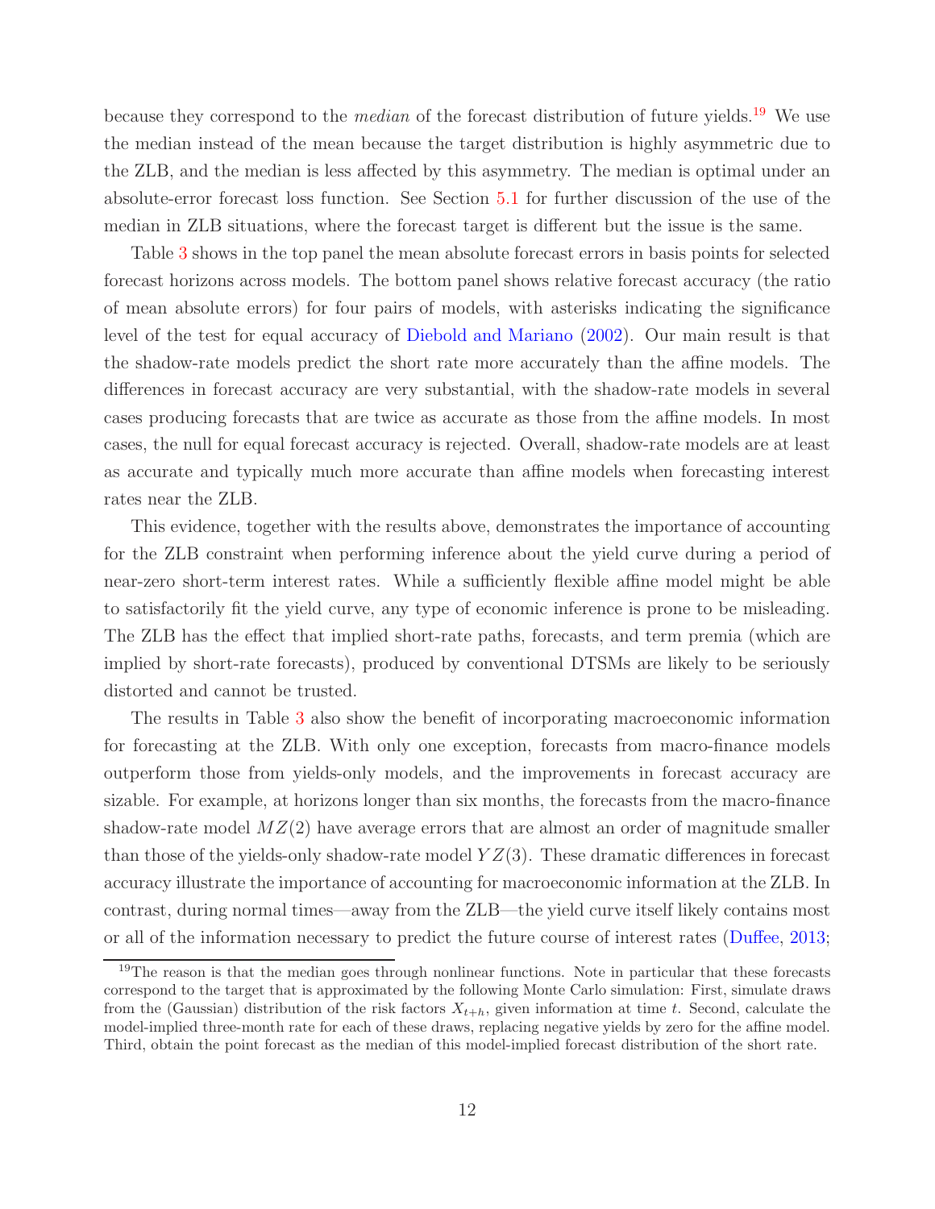because they correspond to the *median* of the forecast distribution of future yields.[19] We use the median instead of the mean because the target distribution is highly asymmetric due to the ZLB, and the median is less affected by this asymmetry. The median is optimal under an absolute-error forecast loss function. See Section 5.1 for further discussion of the use of the median in ZLB situations, where the forecast target is different but the issue is the same.

Table 3 shows in the top panel the mean absolute forecast errors in basis points for selected forecast horizons across models. The bottom panel shows relative forecast accuracy (the ratio of mean absolute errors) for four pairs of models, with asterisks indicating the significance level of the test for equal accuracy of Diebold and Mariano (2002). Our main result is that the shadow-rate models predict the short rate more accurately than the affine models. The differences in forecast accuracy are very substantial, with the shadow-rate models in several cases producing forecasts that are twice as accurate as those from the affine models. In most cases, the null for equal forecast accuracy is rejected. Overall, shadow-rate models are at least as accurate and typically much more accurate than affine models when forecasting interest rates near the ZLB.

This evidence, together with the results above, demonstrates the importance of accounting for the ZLB constraint when performing inference about the yield curve during a period of near-zero short-term interest rates. While a sufficiently flexible affine model might be able to satisfactorily fit the yield curve, any type of economic inference is prone to be misleading. The ZLB has the effect that implied short-rate paths, forecasts, and term premia (which are implied by short-rate forecasts), produced by conventional DTSMs are likely to be seriously distorted and cannot be trusted.

The results in Table 3 also show the benefit of incorporating macroeconomic information for forecasting at the ZLB. With only one exception, forecasts from macro-finance models outperform those from yields-only models, and the improvements in forecast accuracy are sizable. For example, at horizons longer than six months, the forecasts from the macro-finance shadow-rate model $MZ(2)$ have average errors that are almost an order of magnitude smaller than those of the yields-only shadow-rate model $YZ(3)$. These dramatic differences in forecast accuracy illustrate the importance of accounting for macroeconomic information at the ZLB. In contrast, during normal times—away from the ZLB—the yield curve itself likely contains most or all of the information necessary to predict the future course of interest rates (Duffee, 2013;

[19] The reason is that the median goes through nonlinear functions. Note in particular that these forecasts correspond to the target that is approximated by the following Monte Carlo simulation: First, simulate draws from the (Gaussian) distribution of the risk factors $X_{t+h}$, given information at time $t$. Second, calculate the model-implied three-month rate for each of these draws, replacing negative yields by zero for the affine model. Third, obtain the point forecast as the median of this model-implied forecast distribution of the short rate.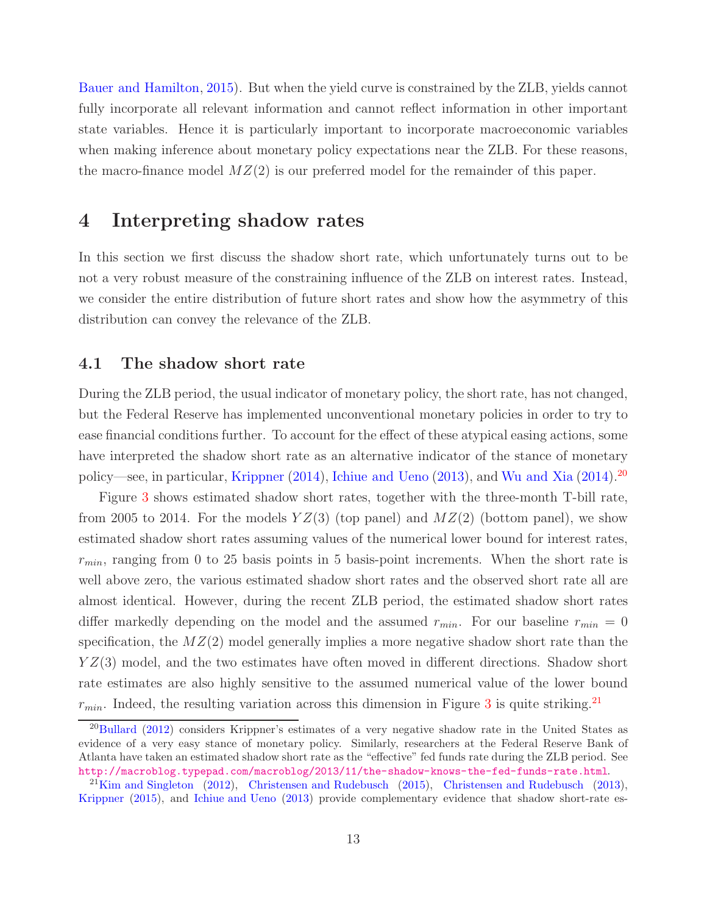Bauer and Hamilton, 2015). But when the yield curve is constrained by the ZLB, yields cannot fully incorporate all relevant information and cannot reflect information in other important state variables. Hence it is particularly important to incorporate macroeconomic variables when making inference about monetary policy expectations near the ZLB. For these reasons, the macro-finance model $MZ(2)$ is our preferred model for the remainder of this paper.

# 4 Interpreting shadow rates

In this section we first discuss the shadow short rate, which unfortunately turns out to be not a very robust measure of the constraining influence of the ZLB on interest rates. Instead, we consider the entire distribution of future short rates and show how the asymmetry of this distribution can convey the relevance of the ZLB.

## 4.1 The shadow short rate

During the ZLB period, the usual indicator of monetary policy, the short rate, has not changed, but the Federal Reserve has implemented unconventional monetary policies in order to try to ease financial conditions further. To account for the effect of these atypical easing actions, some have interpreted the shadow short rate as an alternative indicator of the stance of monetary policy—see, in particular, Krippner (2014), Ichiue and Ueno (2013), and Wu and Xia (2014).[20]

Figure 3 shows estimated shadow short rates, together with the three-month T-bill rate, from 2005 to 2014. For the models $YZ(3)$ (top panel) and $MZ(2)$ (bottom panel), we show estimated shadow short rates assuming values of the numerical lower bound for interest rates, $r_{min}$, ranging from 0 to 25 basis points in 5 basis-point increments. When the short rate is well above zero, the various estimated shadow short rates and the observed short rate all are almost identical. However, during the recent ZLB period, the estimated shadow short rates differ markedly depending on the model and the assumed $r_{min}$. For our baseline $r_{min} = 0$ specification, the $MZ(2)$ model generally implies a more negative shadow short rate than the $YZ(3)$ model, and the two estimates have often moved in different directions. Shadow short rate estimates are also highly sensitive to the assumed numerical value of the lower bound $r_{min}$. Indeed, the resulting variation across this dimension in Figure 3 is quite striking.[21]

[20] Bullard (2012) considers Krippner's estimates of a very negative shadow rate in the United States as evidence of a very easy stance of monetary policy. Similarly, researchers at the Federal Reserve Bank of Atlanta have taken an estimated shadow short rate as the "effective" fed funds rate during the ZLB period. See http://macroblog.typepad.com/macroblog/2013/11/the-shadow-knows-the-fed-funds-rate.html.

[21] Kim and Singleton (2012), Christensen and Rudebusch (2015), Christensen and Rudebusch (2013), Krippner (2015), and Ichiue and Ueno (2013) provide complementary evidence that shadow short-rate es-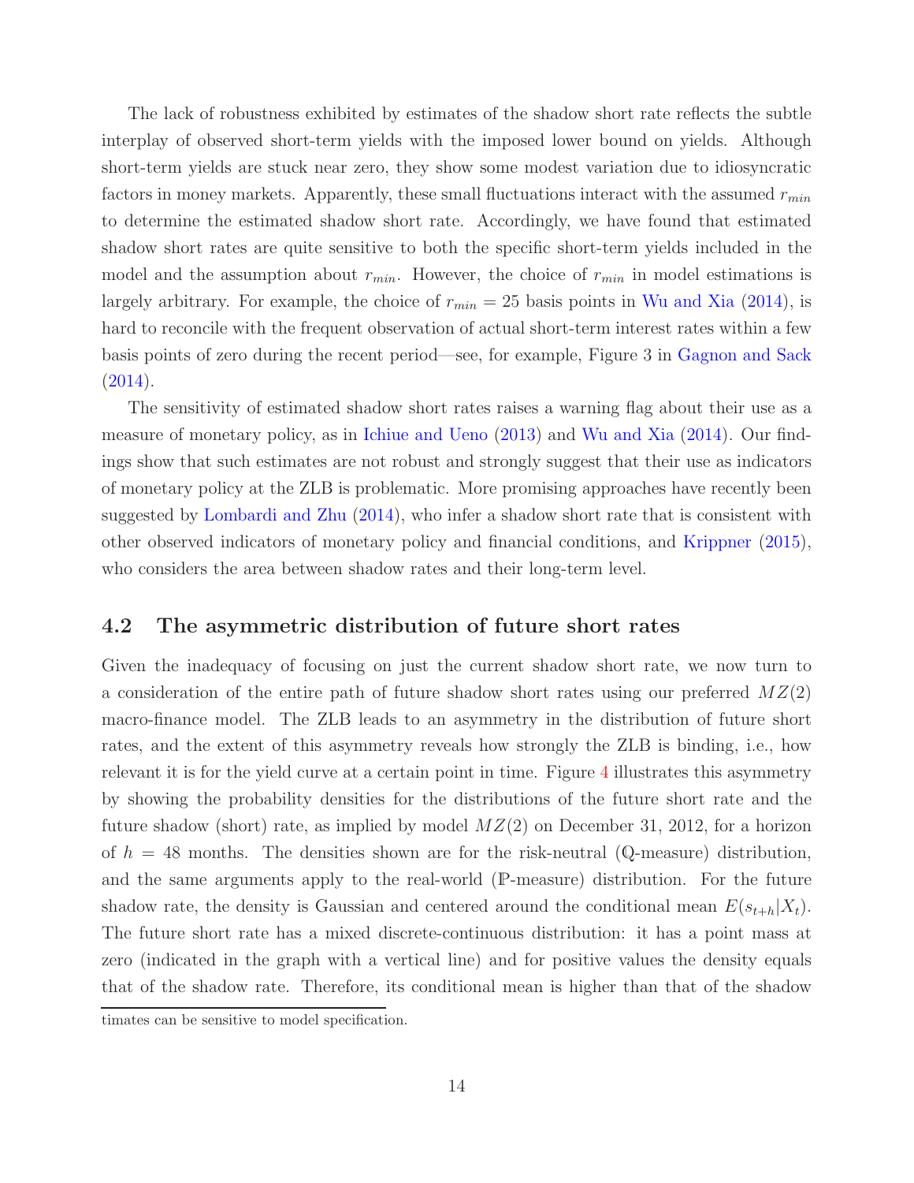The lack of robustness exhibited by estimates of the shadow short rate reflects the subtle interplay of observed short-term yields with the imposed lower bound on yields. Although short-term yields are stuck near zero, they show some modest variation due to idiosyncratic factors in money markets. Apparently, these small fluctuations interact with the assumed $r_{min}$ to determine the estimated shadow short rate. Accordingly, we have found that estimated shadow short rates are quite sensitive to both the specific short-term yields included in the model and the assumption about $r_{min}$. However, the choice of $r_{min}$ in model estimations is largely arbitrary. For example, the choice of $r_{min} = 25$ basis points in Wu and Xia (2014), is hard to reconcile with the frequent observation of actual short-term interest rates within a few basis points of zero during the recent period—see, for example, Figure 3 in Gagnon and Sack (2014).

The sensitivity of estimated shadow short rates raises a warning flag about their use as a measure of monetary policy, as in Ichiue and Ueno (2013) and Wu and Xia (2014). Our findings show that such estimates are not robust and strongly suggest that their use as indicators of monetary policy at the ZLB is problematic. More promising approaches have recently been suggested by Lombardi and Zhu (2014), who infer a shadow short rate that is consistent with other observed indicators of monetary policy and financial conditions, and Krippner (2015), who considers the area between shadow rates and their long-term level.

## 4.2 The asymmetric distribution of future short rates

Given the inadequacy of focusing on just the current shadow short rate, we now turn to a consideration of the entire path of future shadow short rates using our preferred $MZ(2)$ macro-finance model. The ZLB leads to an asymmetry in the distribution of future short rates, and the extent of this asymmetry reveals how strongly the ZLB is binding, i.e., how relevant it is for the yield curve at a certain point in time. Figure 4 illustrates this asymmetry by showing the probability densities for the distributions of the future short rate and the future shadow (short) rate, as implied by model $MZ(2)$ on December 31, 2012, for a horizon of $h = 48$ months. The densities shown are for the risk-neutral ($\mathbb{Q}$-measure) distribution, and the same arguments apply to the real-world ($\mathbb{P}$-measure) distribution. For the future shadow rate, the density is Gaussian and centered around the conditional mean $E(s_{t+h}|X_t)$. The future short rate has a mixed discrete-continuous distribution: it has a point mass at zero (indicated in the graph with a vertical line) and for positive values the density equals that of the shadow rate. Therefore, its conditional mean is higher than that of the shadow

timates can be sensitive to model specification.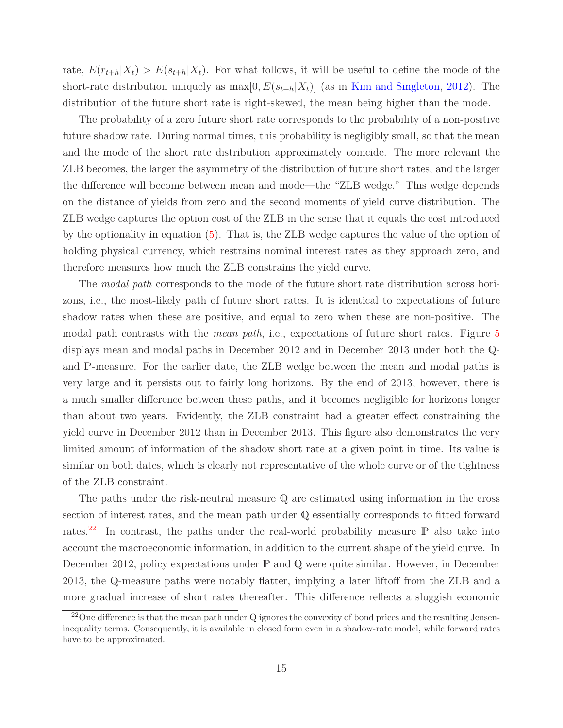rate, $E(r_{t+h}|X_t) > E(s_{t+h}|X_t)$. For what follows, it will be useful to define the mode of the short-rate distribution uniquely as $\max[0, E(s_{t+h}|X_t)]$ (as in Kim and Singleton, 2012). The distribution of the future short rate is right-skewed, the mean being higher than the mode.

The probability of a zero future short rate corresponds to the probability of a non-positive future shadow rate. During normal times, this probability is negligibly small, so that the mean and the mode of the short rate distribution approximately coincide. The more relevant the ZLB becomes, the larger the asymmetry of the distribution of future short rates, and the larger the difference will become between mean and mode—the "ZLB wedge." This wedge depends on the distance of yields from zero and the second moments of yield curve distribution. The ZLB wedge captures the option cost of the ZLB in the sense that it equals the cost introduced by the optionality in equation (5). That is, the ZLB wedge captures the value of the option of holding physical currency, which restrains nominal interest rates as they approach zero, and therefore measures how much the ZLB constrains the yield curve.

The *modal path* corresponds to the mode of the future short rate distribution across horizons, i.e., the most-likely path of future short rates. It is identical to expectations of future shadow rates when these are positive, and equal to zero when these are non-positive. The modal path contrasts with the *mean path*, i.e., expectations of future short rates. Figure 5 displays mean and modal paths in December 2012 and in December 2013 under both the $\mathbb{Q}$- and $\mathbb{P}$-measure. For the earlier date, the ZLB wedge between the mean and modal paths is very large and it persists out to fairly long horizons. By the end of 2013, however, there is a much smaller difference between these paths, and it becomes negligible for horizons longer than about two years. Evidently, the ZLB constraint had a greater effect constraining the yield curve in December 2012 than in December 2013. This figure also demonstrates the very limited amount of information of the shadow short rate at a given point in time. Its value is similar on both dates, which is clearly not representative of the whole curve or of the tightness of the ZLB constraint.

The paths under the risk-neutral measure $\mathbb{Q}$ are estimated using information in the cross section of interest rates, and the mean path under $\mathbb{Q}$ essentially corresponds to fitted forward rates.[22] In contrast, the paths under the real-world probability measure $\mathbb{P}$ also take into account the macroeconomic information, in addition to the current shape of the yield curve. In December 2012, policy expectations under $\mathbb{P}$ and $\mathbb{Q}$ were quite similar. However, in December 2013, the $\mathbb{Q}$-measure paths were notably flatter, implying a later liftoff from the ZLB and a more gradual increase of short rates thereafter. This difference reflects a sluggish economic

[22] One difference is that the mean path under $\mathbb{Q}$ ignores the convexity of bond prices and the resulting Jensen-inequality terms. Consequently, it is available in closed form even in a shadow-rate model, while forward rates have to be approximated.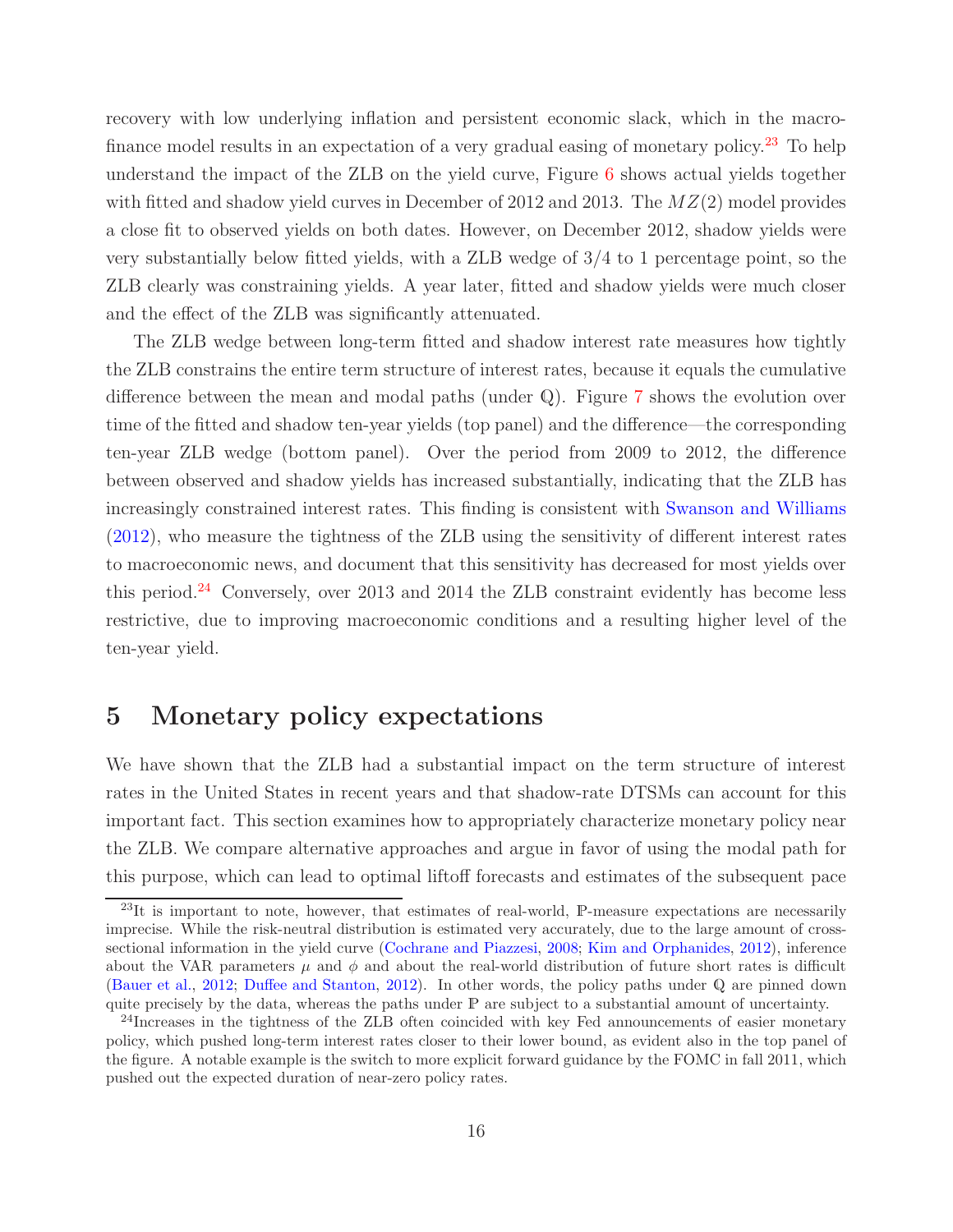recovery with low underlying inflation and persistent economic slack, which in the macro-finance model results in an expectation of a very gradual easing of monetary policy.[23] To help understand the impact of the ZLB on the yield curve, Figure 6 shows actual yields together with fitted and shadow yield curves in December of 2012 and 2013. The $MZ(2)$ model provides a close fit to observed yields on both dates. However, on December 2012, shadow yields were very substantially below fitted yields, with a ZLB wedge of 3/4 to 1 percentage point, so the ZLB clearly was constraining yields. A year later, fitted and shadow yields were much closer and the effect of the ZLB was significantly attenuated.

The ZLB wedge between long-term fitted and shadow interest rate measures how tightly the ZLB constrains the entire term structure of interest rates, because it equals the cumulative difference between the mean and modal paths (under $\mathbb{Q}$). Figure 7 shows the evolution over time of the fitted and shadow ten-year yields (top panel) and the difference—the corresponding ten-year ZLB wedge (bottom panel). Over the period from 2009 to 2012, the difference between observed and shadow yields has increased substantially, indicating that the ZLB has increasingly constrained interest rates. This finding is consistent with Swanson and Williams (2012), who measure the tightness of the ZLB using the sensitivity of different interest rates to macroeconomic news, and document that this sensitivity has decreased for most yields over this period.[24] Conversely, over 2013 and 2014 the ZLB constraint evidently has become less restrictive, due to improving macroeconomic conditions and a resulting higher level of the ten-year yield.

# 5 Monetary policy expectations

We have shown that the ZLB had a substantial impact on the term structure of interest rates in the United States in recent years and that shadow-rate DTSMs can account for this important fact. This section examines how to appropriately characterize monetary policy near the ZLB. We compare alternative approaches and argue in favor of using the modal path for this purpose, which can lead to optimal liftoff forecasts and estimates of the subsequent pace

[23] It is important to note, however, that estimates of real-world, $\mathbb{P}$-measure expectations are necessarily imprecise. While the risk-neutral distribution is estimated very accurately, due to the large amount of cross-sectional information in the yield curve (Cochrane and Piazzesi, 2008; Kim and Orphanides, 2012), inference about the VAR parameters $\mu$ and $\phi$ and about the real-world distribution of future short rates is difficult (Bauer et al., 2012; Duffee and Stanton, 2012). In other words, the policy paths under $\mathbb{Q}$ are pinned down quite precisely by the data, whereas the paths under $\mathbb{P}$ are subject to a substantial amount of uncertainty.

[24] Increases in the tightness of the ZLB often coincided with key Fed announcements of easier monetary policy, which pushed long-term interest rates closer to their lower bound, as evident also in the top panel of the figure. A notable example is the switch to more explicit forward guidance by the FOMC in fall 2011, which pushed out the expected duration of near-zero policy rates.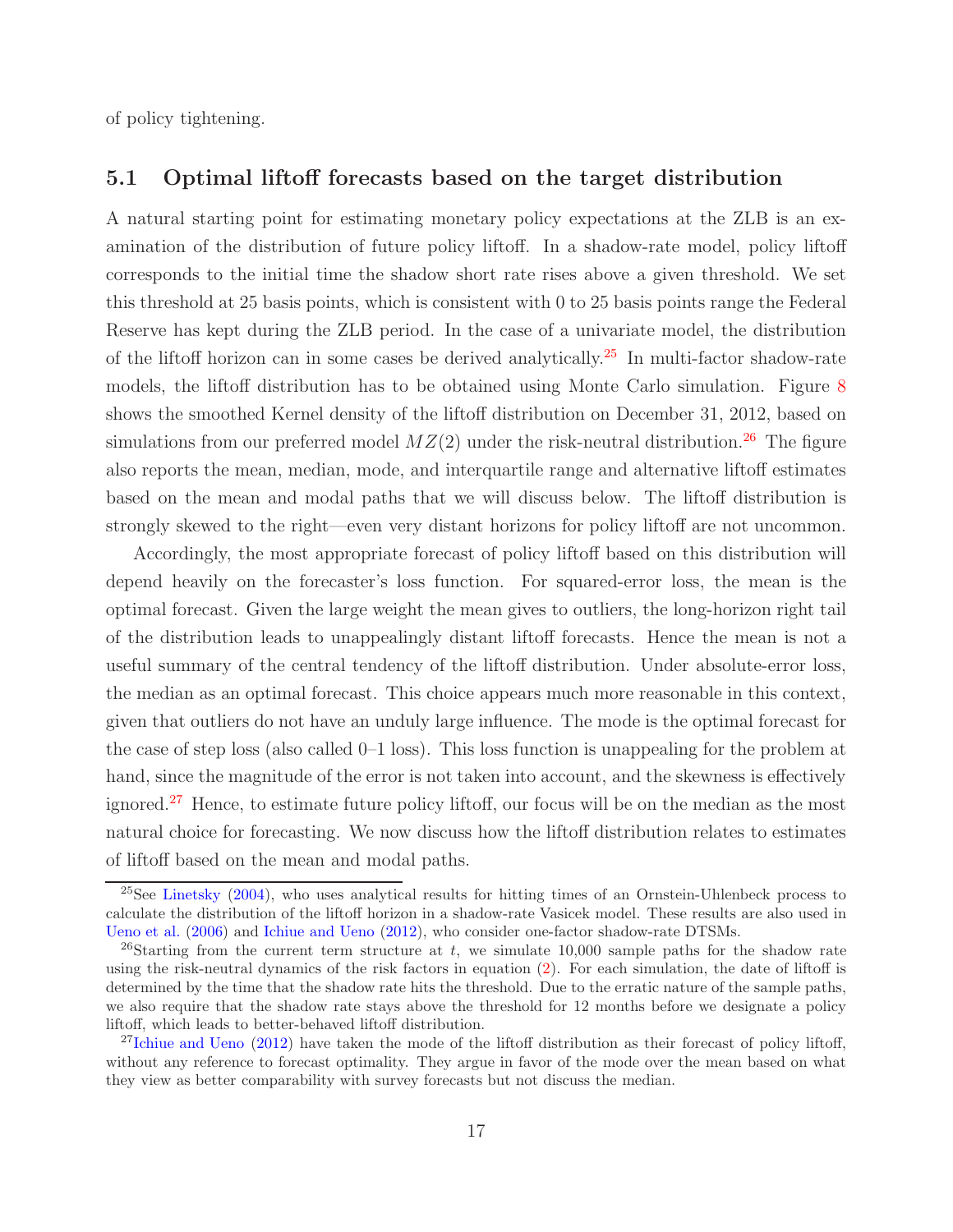of policy tightening.

## 5.1 Optimal liftoff forecasts based on the target distribution

A natural starting point for estimating monetary policy expectations at the ZLB is an examination of the distribution of future policy liftoff. In a shadow-rate model, policy liftoff corresponds to the initial time the shadow short rate rises above a given threshold. We set this threshold at 25 basis points, which is consistent with 0 to 25 basis points range the Federal Reserve has kept during the ZLB period. In the case of a univariate model, the distribution of the liftoff horizon can in some cases be derived analytically.[25] In multi-factor shadow-rate models, the liftoff distribution has to be obtained using Monte Carlo simulation. Figure 8 shows the smoothed Kernel density of the liftoff distribution on December 31, 2012, based on simulations from our preferred model $MZ(2)$ under the risk-neutral distribution.[26] The figure also reports the mean, median, mode, and interquartile range and alternative liftoff estimates based on the mean and modal paths that we will discuss below. The liftoff distribution is strongly skewed to the right—even very distant horizons for policy liftoff are not uncommon.

Accordingly, the most appropriate forecast of policy liftoff based on this distribution will depend heavily on the forecaster's loss function. For squared-error loss, the mean is the optimal forecast. Given the large weight the mean gives to outliers, the long-horizon right tail of the distribution leads to unappealingly distant liftoff forecasts. Hence the mean is not a useful summary of the central tendency of the liftoff distribution. Under absolute-error loss, the median as an optimal forecast. This choice appears much more reasonable in this context, given that outliers do not have an unduly large influence. The mode is the optimal forecast for the case of step loss (also called 0–1 loss). This loss function is unappealing for the problem at hand, since the magnitude of the error is not taken into account, and the skewness is effectively ignored.[27] Hence, to estimate future policy liftoff, our focus will be on the median as the most natural choice for forecasting. We now discuss how the liftoff distribution relates to estimates of liftoff based on the mean and modal paths.

[25] See Linetsky (2004), who uses analytical results for hitting times of an Ornstein-Uhlenbeck process to calculate the distribution of the liftoff horizon in a shadow-rate Vasicek model. These results are also used in Ueno et al. (2006) and Ichiue and Ueno (2012), who consider one-factor shadow-rate DTSMs.

[26] Starting from the current term structure at $t$, we simulate 10,000 sample paths for the shadow rate using the risk-neutral dynamics of the risk factors in equation (2). For each simulation, the date of liftoff is determined by the time that the shadow rate hits the threshold. Due to the erratic nature of the sample paths, we also require that the shadow rate stays above the threshold for 12 months before we designate a policy liftoff, which leads to better-behaved liftoff distribution.

[27] Ichiue and Ueno (2012) have taken the mode of the liftoff distribution as their forecast of policy liftoff, without any reference to forecast optimality. They argue in favor of the mode over the mean based on what they view as better comparability with survey forecasts but not discuss the median.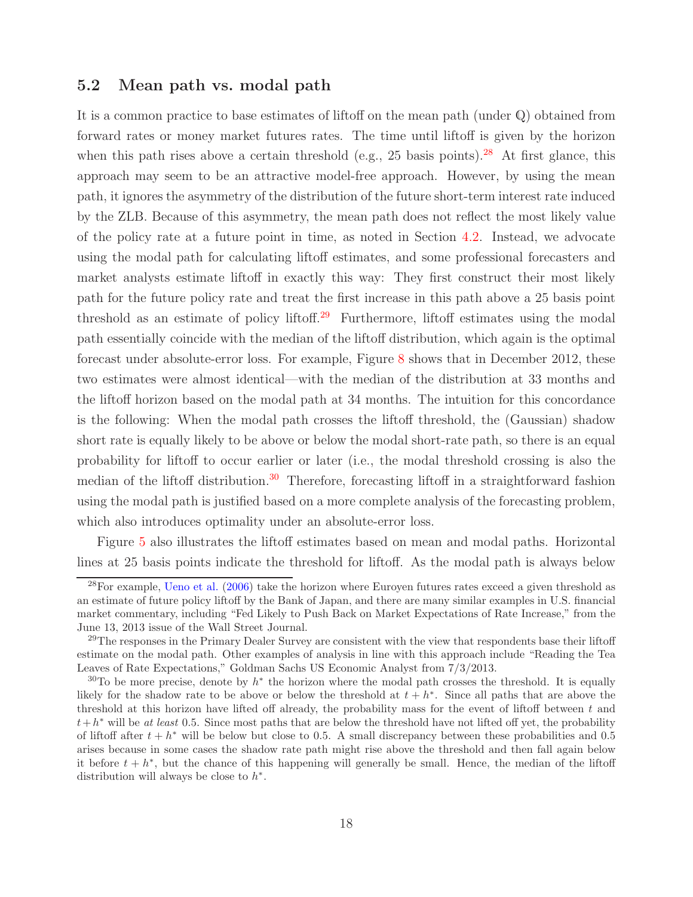## 5.2 Mean path vs. modal path

It is a common practice to base estimates of liftoff on the mean path (under $\mathbb{Q}$) obtained from forward rates or money market futures rates. The time until liftoff is given by the horizon when this path rises above a certain threshold (e.g., 25 basis points).[28] At first glance, this approach may seem to be an attractive model-free approach. However, by using the mean path, it ignores the asymmetry of the distribution of the future short-term interest rate induced by the ZLB. Because of this asymmetry, the mean path does not reflect the most likely value of the policy rate at a future point in time, as noted in Section 4.2. Instead, we advocate using the modal path for calculating liftoff estimates, and some professional forecasters and market analysts estimate liftoff in exactly this way: They first construct their most likely path for the future policy rate and treat the first increase in this path above a 25 basis point threshold as an estimate of policy liftoff.[29] Furthermore, liftoff estimates using the modal path essentially coincide with the median of the liftoff distribution, which again is the optimal forecast under absolute-error loss. For example, Figure 8 shows that in December 2012, these two estimates were almost identical—with the median of the distribution at 33 months and the liftoff horizon based on the modal path at 34 months. The intuition for this concordance is the following: When the modal path crosses the liftoff threshold, the (Gaussian) shadow short rate is equally likely to be above or below the modal short-rate path, so there is an equal probability for liftoff to occur earlier or later (i.e., the modal threshold crossing is also the median of the liftoff distribution.[30] Therefore, forecasting liftoff in a straightforward fashion using the modal path is justified based on a more complete analysis of the forecasting problem, which also introduces optimality under an absolute-error loss.

Figure 5 also illustrates the liftoff estimates based on mean and modal paths. Horizontal lines at 25 basis points indicate the threshold for liftoff. As the modal path is always below

[28] For example, Ueno et al. (2006) take the horizon where Euroyen futures rates exceed a given threshold as an estimate of future policy liftoff by the Bank of Japan, and there are many similar examples in U.S. financial market commentary, including "Fed Likely to Push Back on Market Expectations of Rate Increase," from the June 13, 2013 issue of the Wall Street Journal.

[29] The responses in the Primary Dealer Survey are consistent with the view that respondents base their liftoff estimate on the modal path. Other examples of analysis in line with this approach include "Reading the Tea Leaves of Rate Expectations," Goldman Sachs US Economic Analyst from 7/3/2013.

[30] To be more precise, denote by $h^*$ the horizon where the modal path crosses the threshold. It is equally likely for the shadow rate to be above or below the threshold at $t + h^*$. Since all paths that are above the threshold at this horizon have lifted off already, the probability mass for the event of liftoff between $t$ and $t+h^*$ will be *at least* 0.5. Since most paths that are below the threshold have not lifted off yet, the probability of liftoff after $t + h^*$ will be below but close to 0.5. A small discrepancy between these probabilities and 0.5 arises because in some cases the shadow rate path might rise above the threshold and then fall again below it before $t + h^*$, but the chance of this happening will generally be small. Hence, the median of the liftoff distribution will always be close to $h^*$.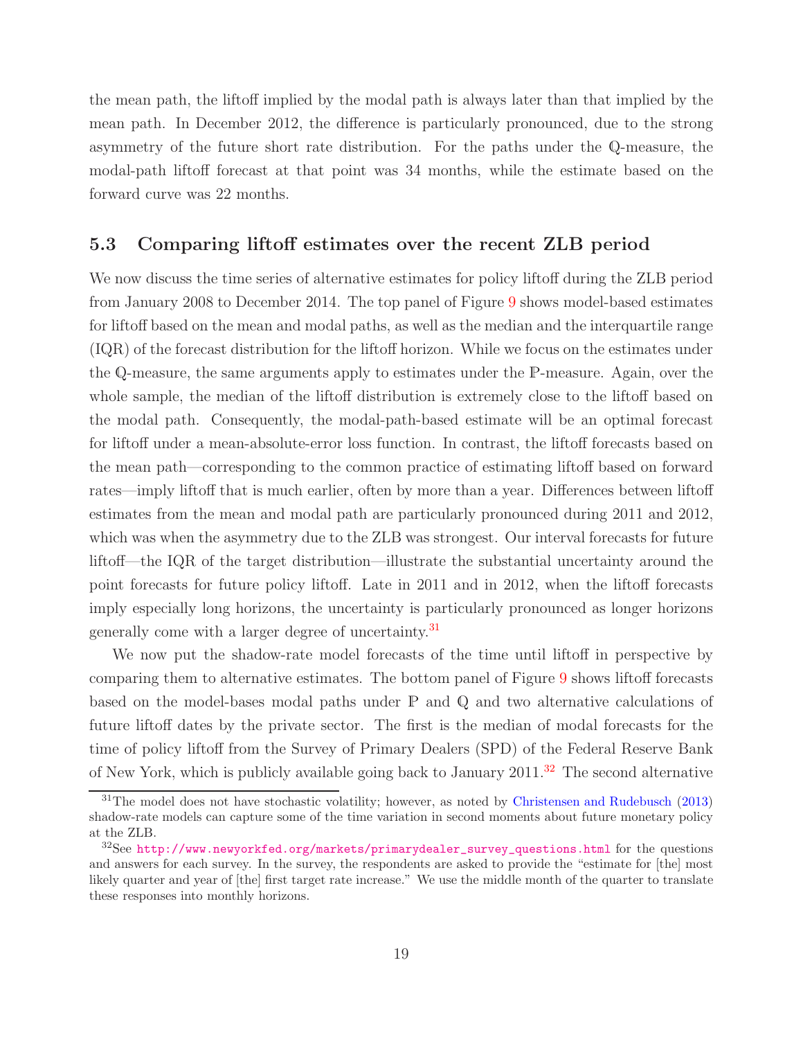the mean path, the liftoff implied by the modal path is always later than that implied by the mean path. In December 2012, the difference is particularly pronounced, due to the strong asymmetry of the future short rate distribution. For the paths under the $\mathbb{Q}$-measure, the modal-path liftoff forecast at that point was 34 months, while the estimate based on the forward curve was 22 months.

## 5.3 Comparing liftoff estimates over the recent ZLB period

We now discuss the time series of alternative estimates for policy liftoff during the ZLB period from January 2008 to December 2014. The top panel of Figure 9 shows model-based estimates for liftoff based on the mean and modal paths, as well as the median and the interquartile range (IQR) of the forecast distribution for the liftoff horizon. While we focus on the estimates under the $\mathbb{Q}$-measure, the same arguments apply to estimates under the $\mathbb{P}$-measure. Again, over the whole sample, the median of the liftoff distribution is extremely close to the liftoff based on the modal path. Consequently, the modal-path-based estimate will be an optimal forecast for liftoff under a mean-absolute-error loss function. In contrast, the liftoff forecasts based on the mean path—corresponding to the common practice of estimating liftoff based on forward rates—imply liftoff that is much earlier, often by more than a year. Differences between liftoff estimates from the mean and modal path are particularly pronounced during 2011 and 2012, which was when the asymmetry due to the ZLB was strongest. Our interval forecasts for future liftoff—the IQR of the target distribution—illustrate the substantial uncertainty around the point forecasts for future policy liftoff. Late in 2011 and in 2012, when the liftoff forecasts imply especially long horizons, the uncertainty is particularly pronounced as longer horizons generally come with a larger degree of uncertainty.[31]

We now put the shadow-rate model forecasts of the time until liftoff in perspective by comparing them to alternative estimates. The bottom panel of Figure 9 shows liftoff forecasts based on the model-bases modal paths under $\mathbb{P}$ and $\mathbb{Q}$ and two alternative calculations of future liftoff dates by the private sector. The first is the median of modal forecasts for the time of policy liftoff from the Survey of Primary Dealers (SPD) of the Federal Reserve Bank of New York, which is publicly available going back to January 2011.[32] The second alternative

[31] The model does not have stochastic volatility; however, as noted by Christensen and Rudebusch (2013) shadow-rate models can capture some of the time variation in second moments about future monetary policy at the ZLB.

[32] See http://www.newyorkfed.org/markets/primarydealer_survey_questions.html for the questions and answers for each survey. In the survey, the respondents are asked to provide the "estimate for [the] most likely quarter and year of [the] first target rate increase." We use the middle month of the quarter to translate these responses into monthly horizons.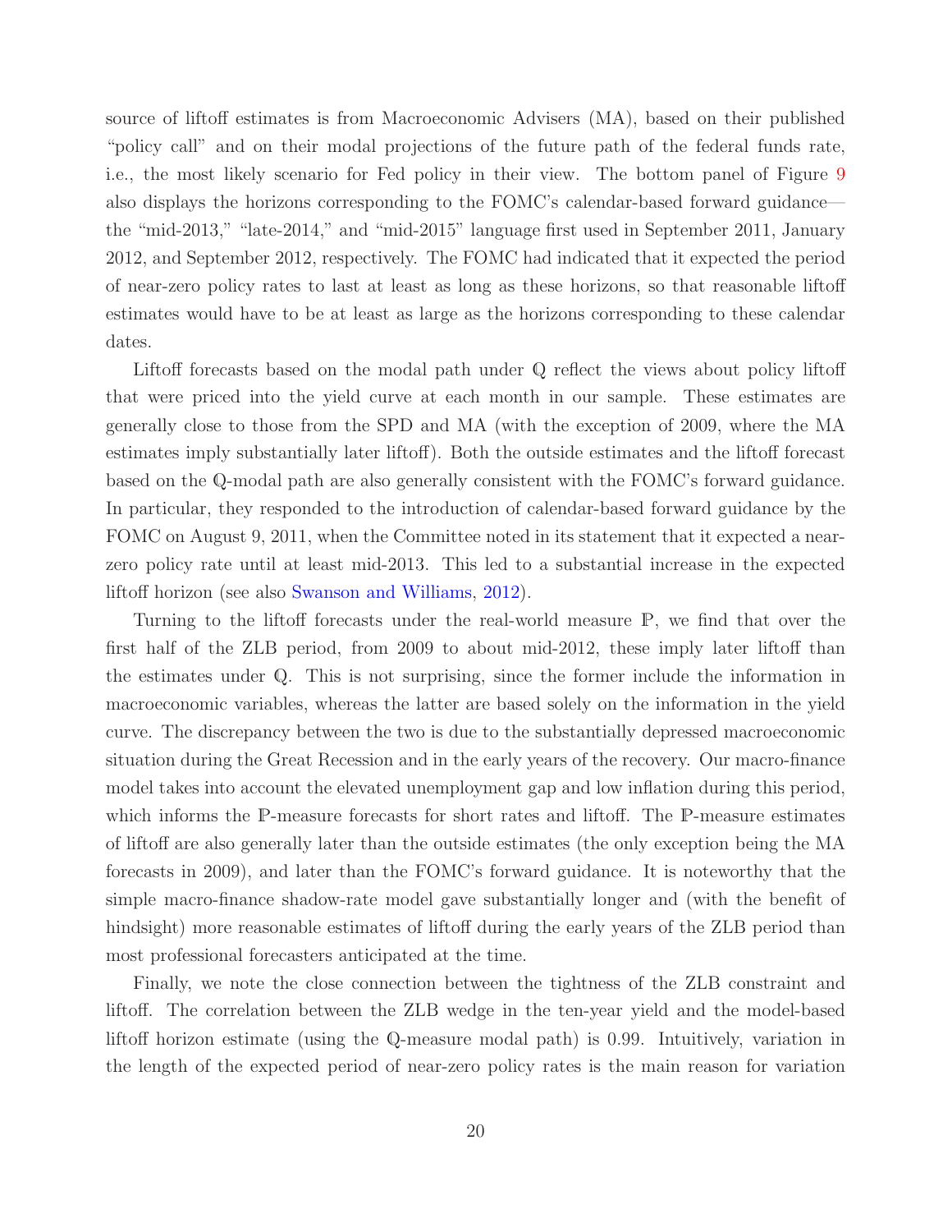source of liftoff estimates is from Macroeconomic Advisers (MA), based on their published "policy call" and on their modal projections of the future path of the federal funds rate, i.e., the most likely scenario for Fed policy in their view. The bottom panel of Figure 9 also displays the horizons corresponding to the FOMC's calendar-based forward guidance—the "mid-2013," "late-2014," and "mid-2015" language first used in September 2011, January 2012, and September 2012, respectively. The FOMC had indicated that it expected the period of near-zero policy rates to last at least as long as these horizons, so that reasonable liftoff estimates would have to be at least as large as the horizons corresponding to these calendar dates.

Liftoff forecasts based on the modal path under $\mathbb{Q}$ reflect the views about policy liftoff that were priced into the yield curve at each month in our sample. These estimates are generally close to those from the SPD and MA (with the exception of 2009, where the MA estimates imply substantially later liftoff). Both the outside estimates and the liftoff forecast based on the $\mathbb{Q}$-modal path are also generally consistent with the FOMC's forward guidance. In particular, they responded to the introduction of calendar-based forward guidance by the FOMC on August 9, 2011, when the Committee noted in its statement that it expected a near-zero policy rate until at least mid-2013. This led to a substantial increase in the expected liftoff horizon (see also Swanson and Williams, 2012).

Turning to the liftoff forecasts under the real-world measure $\mathbb{P}$, we find that over the first half of the ZLB period, from 2009 to about mid-2012, these imply later liftoff than the estimates under $\mathbb{Q}$. This is not surprising, since the former include the information in macroeconomic variables, whereas the latter are based solely on the information in the yield curve. The discrepancy between the two is due to the substantially depressed macroeconomic situation during the Great Recession and in the early years of the recovery. Our macro-finance model takes into account the elevated unemployment gap and low inflation during this period, which informs the $\mathbb{P}$-measure forecasts for short rates and liftoff. The $\mathbb{P}$-measure estimates of liftoff are also generally later than the outside estimates (the only exception being the MA forecasts in 2009), and later than the FOMC's forward guidance. It is noteworthy that the simple macro-finance shadow-rate model gave substantially longer and (with the benefit of hindsight) more reasonable estimates of liftoff during the early years of the ZLB period than most professional forecasters anticipated at the time.

Finally, we note the close connection between the tightness of the ZLB constraint and liftoff. The correlation between the ZLB wedge in the ten-year yield and the model-based liftoff horizon estimate (using the $\mathbb{Q}$-measure modal path) is 0.99. Intuitively, variation in the length of the expected period of near-zero policy rates is the main reason for variation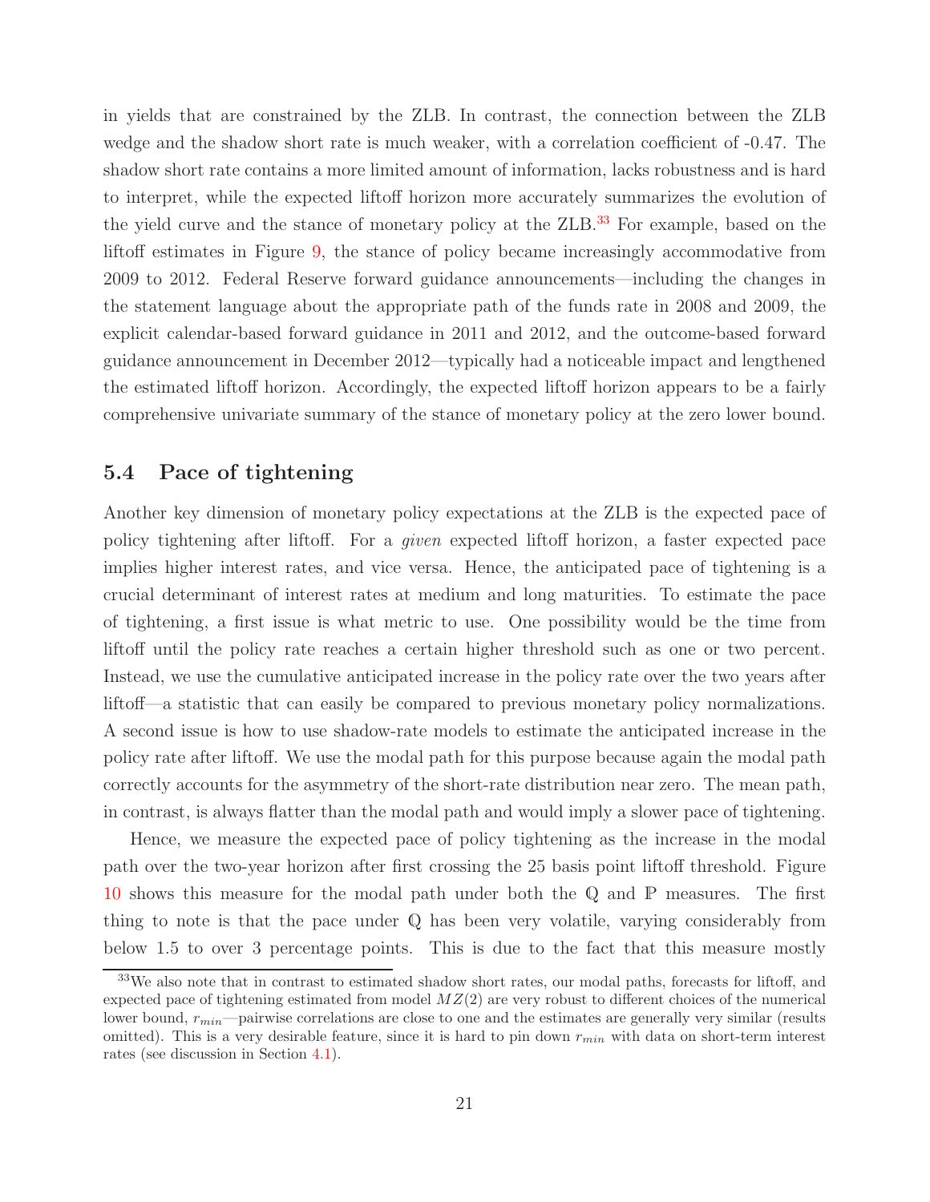in yields that are constrained by the ZLB. In contrast, the connection between the ZLB wedge and the shadow short rate is much weaker, with a correlation coefficient of -0.47. The shadow short rate contains a more limited amount of information, lacks robustness and is hard to interpret, while the expected liftoff horizon more accurately summarizes the evolution of the yield curve and the stance of monetary policy at the ZLB.[33] For example, based on the liftoff estimates in Figure 9, the stance of policy became increasingly accommodative from 2009 to 2012. Federal Reserve forward guidance announcements—including the changes in the statement language about the appropriate path of the funds rate in 2008 and 2009, the explicit calendar-based forward guidance in 2011 and 2012, and the outcome-based forward guidance announcement in December 2012—typically had a noticeable impact and lengthened the estimated liftoff horizon. Accordingly, the expected liftoff horizon appears to be a fairly comprehensive univariate summary of the stance of monetary policy at the zero lower bound.

### 5.4 Pace of tightening

Another key dimension of monetary policy expectations at the ZLB is the expected pace of policy tightening after liftoff. For a *given* expected liftoff horizon, a faster expected pace implies higher interest rates, and vice versa. Hence, the anticipated pace of tightening is a crucial determinant of interest rates at medium and long maturities. To estimate the pace of tightening, a first issue is what metric to use. One possibility would be the time from liftoff until the policy rate reaches a certain higher threshold such as one or two percent. Instead, we use the cumulative anticipated increase in the policy rate over the two years after liftoff—a statistic that can easily be compared to previous monetary policy normalizations. A second issue is how to use shadow-rate models to estimate the anticipated increase in the policy rate after liftoff. We use the modal path for this purpose because again the modal path correctly accounts for the asymmetry of the short-rate distribution near zero. The mean path, in contrast, is always flatter than the modal path and would imply a slower pace of tightening.

Hence, we measure the expected pace of policy tightening as the increase in the modal path over the two-year horizon after first crossing the 25 basis point liftoff threshold. Figure 10 shows this measure for the modal path under both the $\mathbb{Q}$ and $\mathbb{P}$ measures. The first thing to note is that the pace under $\mathbb{Q}$ has been very volatile, varying considerably from below 1.5 to over 3 percentage points. This is due to the fact that this measure mostly

[33] We also note that in contrast to estimated shadow short rates, our modal paths, forecasts for liftoff, and expected pace of tightening estimated from model $MZ(2)$ are very robust to different choices of the numerical lower bound, $r_{min}$—pairwise correlations are close to one and the estimates are generally very similar (results omitted). This is a very desirable feature, since it is hard to pin down $r_{min}$ with data on short-term interest rates (see discussion in Section 4.1).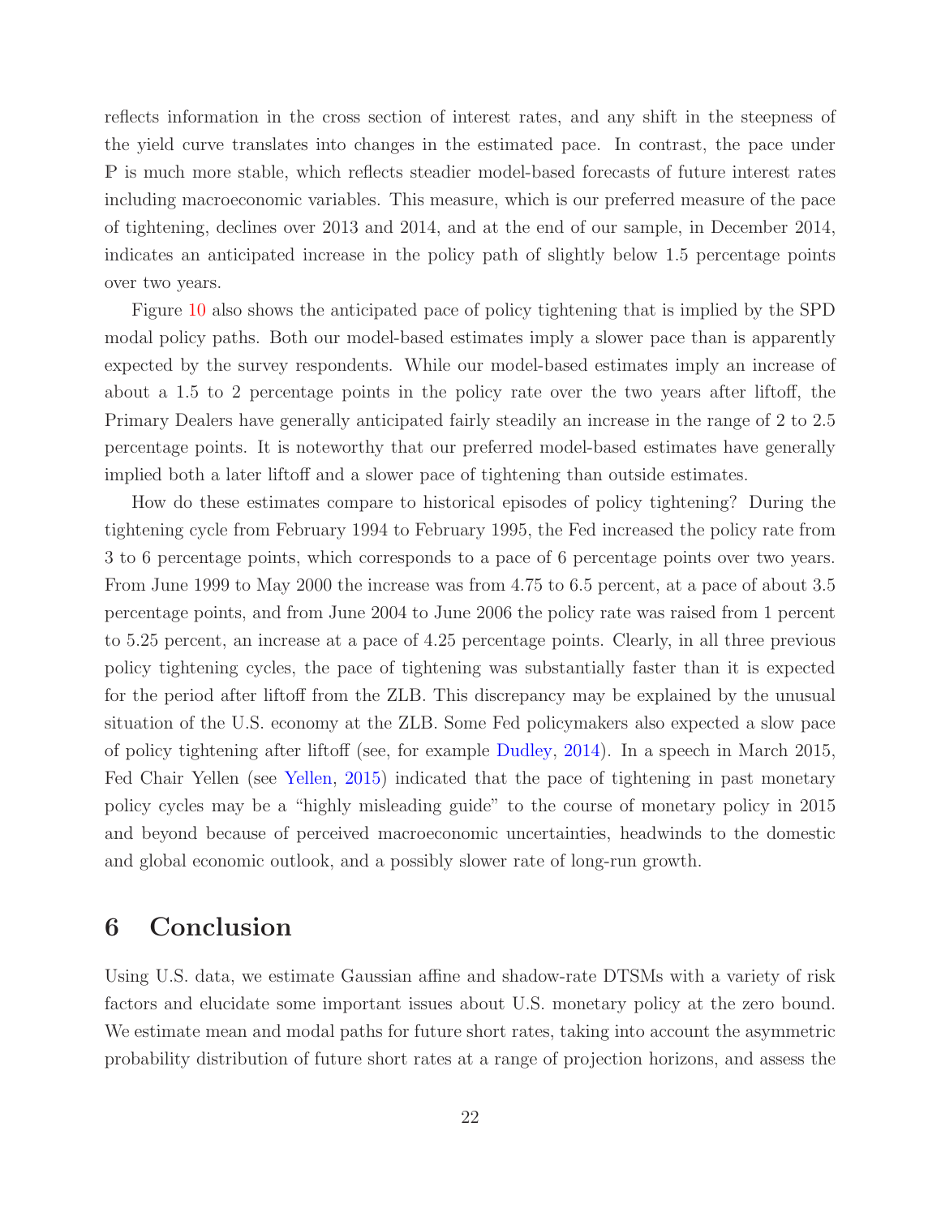reflects information in the cross section of interest rates, and any shift in the steepness of the yield curve translates into changes in the estimated pace. In contrast, the pace under $\mathbb{P}$ is much more stable, which reflects steadier model-based forecasts of future interest rates including macroeconomic variables. This measure, which is our preferred measure of the pace of tightening, declines over 2013 and 2014, and at the end of our sample, in December 2014, indicates an anticipated increase in the policy path of slightly below 1.5 percentage points over two years.

Figure 10 also shows the anticipated pace of policy tightening that is implied by the SPD modal policy paths. Both our model-based estimates imply a slower pace than is apparently expected by the survey respondents. While our model-based estimates imply an increase of about a 1.5 to 2 percentage points in the policy rate over the two years after liftoff, the Primary Dealers have generally anticipated fairly steadily an increase in the range of 2 to 2.5 percentage points. It is noteworthy that our preferred model-based estimates have generally implied both a later liftoff and a slower pace of tightening than outside estimates.

How do these estimates compare to historical episodes of policy tightening? During the tightening cycle from February 1994 to February 1995, the Fed increased the policy rate from 3 to 6 percentage points, which corresponds to a pace of 6 percentage points over two years. From June 1999 to May 2000 the increase was from 4.75 to 6.5 percent, at a pace of about 3.5 percentage points, and from June 2004 to June 2006 the policy rate was raised from 1 percent to 5.25 percent, an increase at a pace of 4.25 percentage points. Clearly, in all three previous policy tightening cycles, the pace of tightening was substantially faster than it is expected for the period after liftoff from the ZLB. This discrepancy may be explained by the unusual situation of the U.S. economy at the ZLB. Some Fed policymakers also expected a slow pace of policy tightening after liftoff (see, for example Dudley, 2014). In a speech in March 2015, Fed Chair Yellen (see Yellen, 2015) indicated that the pace of tightening in past monetary policy cycles may be a "highly misleading guide" to the course of monetary policy in 2015 and beyond because of perceived macroeconomic uncertainties, headwinds to the domestic and global economic outlook, and a possibly slower rate of long-run growth.

# 6 Conclusion

Using U.S. data, we estimate Gaussian affine and shadow-rate DTSMs with a variety of risk factors and elucidate some important issues about U.S. monetary policy at the zero bound. We estimate mean and modal paths for future short rates, taking into account the asymmetric probability distribution of future short rates at a range of projection horizons, and assess the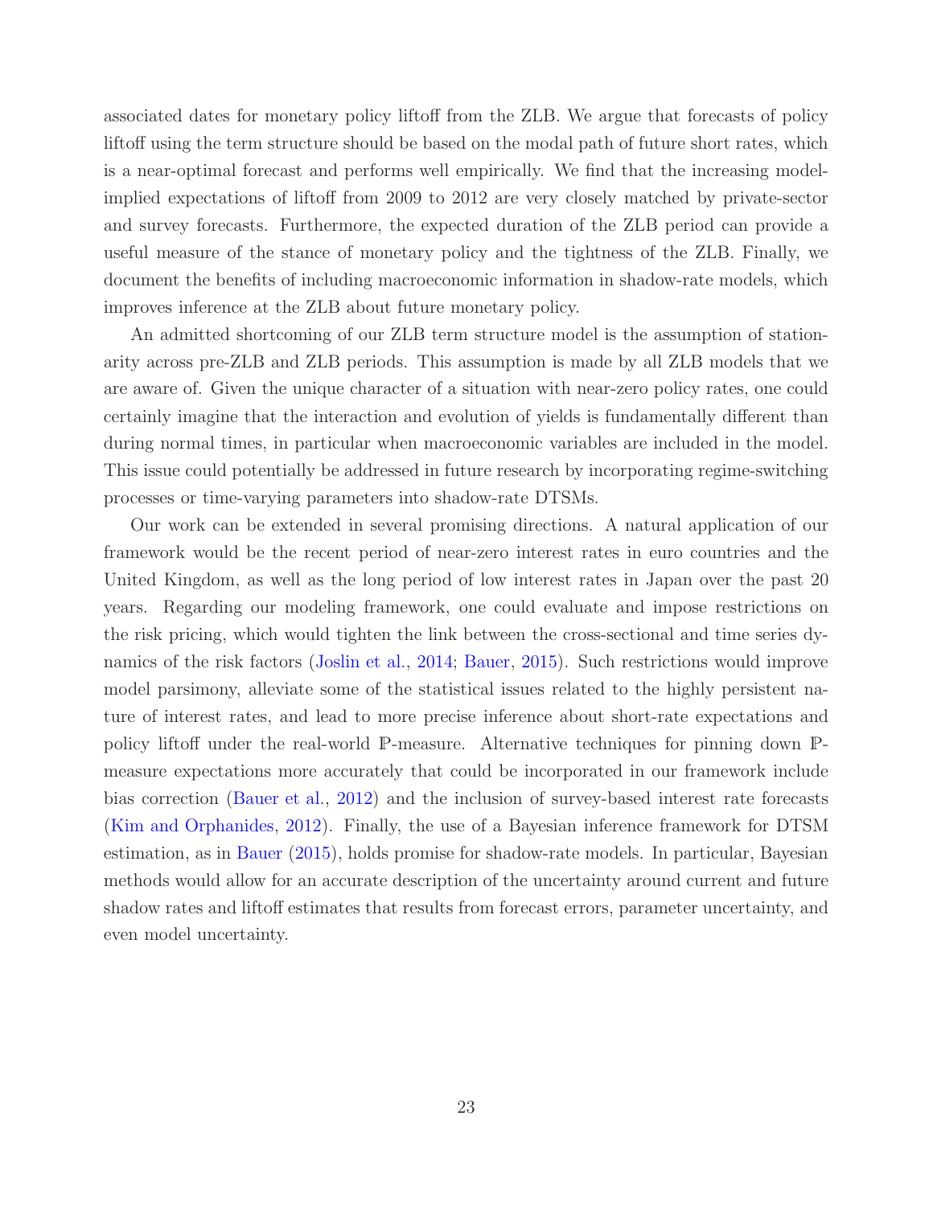associated dates for monetary policy liftoff from the ZLB. We argue that forecasts of policy liftoff using the term structure should be based on the modal path of future short rates, which is a near-optimal forecast and performs well empirically. We find that the increasing model-implied expectations of liftoff from 2009 to 2012 are very closely matched by private-sector and survey forecasts. Furthermore, the expected duration of the ZLB period can provide a useful measure of the stance of monetary policy and the tightness of the ZLB. Finally, we document the benefits of including macroeconomic information in shadow-rate models, which improves inference at the ZLB about future monetary policy.

An admitted shortcoming of our ZLB term structure model is the assumption of stationarity across pre-ZLB and ZLB periods. This assumption is made by all ZLB models that we are aware of. Given the unique character of a situation with near-zero policy rates, one could certainly imagine that the interaction and evolution of yields is fundamentally different than during normal times, in particular when macroeconomic variables are included in the model. This issue could potentially be addressed in future research by incorporating regime-switching processes or time-varying parameters into shadow-rate DTSMs.

Our work can be extended in several promising directions. A natural application of our framework would be the recent period of near-zero interest rates in euro countries and the United Kingdom, as well as the long period of low interest rates in Japan over the past 20 years. Regarding our modeling framework, one could evaluate and impose restrictions on the risk pricing, which would tighten the link between the cross-sectional and time series dynamics of the risk factors (Joslin et al., 2014; Bauer, 2015). Such restrictions would improve model parsimony, alleviate some of the statistical issues related to the highly persistent nature of interest rates, and lead to more precise inference about short-rate expectations and policy liftoff under the real-world $\mathbb{P}$-measure. Alternative techniques for pinning down $\mathbb{P}$-measure expectations more accurately that could be incorporated in our framework include bias correction (Bauer et al., 2012) and the inclusion of survey-based interest rate forecasts (Kim and Orphanides, 2012). Finally, the use of a Bayesian inference framework for DTSM estimation, as in Bauer (2015), holds promise for shadow-rate models. In particular, Bayesian methods would allow for an accurate description of the uncertainty around current and future shadow rates and liftoff estimates that results from forecast errors, parameter uncertainty, and even model uncertainty.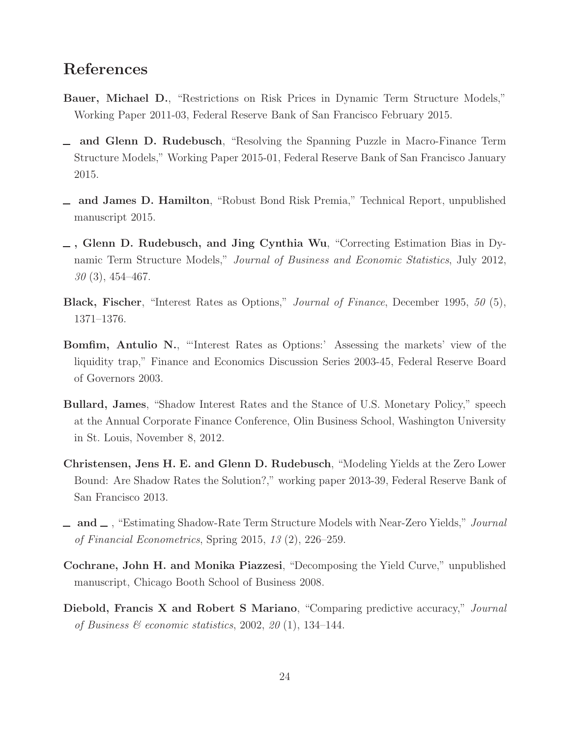# References

**Bauer, Michael D.**, "Restrictions on Risk Prices in Dynamic Term Structure Models," Working Paper 2011-03, Federal Reserve Bank of San Francisco February 2015.

**_ and Glenn D. Rudebusch**, "Resolving the Spanning Puzzle in Macro-Finance Term Structure Models," Working Paper 2015-01, Federal Reserve Bank of San Francisco January 2015.

**_ and James D. Hamilton**, "Robust Bond Risk Premia," Technical Report, unpublished manuscript 2015.

**_, Glenn D. Rudebusch, and Jing Cynthia Wu**, "Correcting Estimation Bias in Dynamic Term Structure Models," *Journal of Business and Economic Statistics*, July 2012, *30* (3), 454–467.

**Black, Fischer**, "Interest Rates as Options," *Journal of Finance*, December 1995, *50* (5), 1371–1376.

**Bomfim, Antulio N.**, "'Interest Rates as Options:' Assessing the markets' view of the liquidity trap," Finance and Economics Discussion Series 2003-45, Federal Reserve Board of Governors 2003.

**Bullard, James**, "Shadow Interest Rates and the Stance of U.S. Monetary Policy," speech at the Annual Corporate Finance Conference, Olin Business School, Washington University in St. Louis, November 8, 2012.

**Christensen, Jens H. E. and Glenn D. Rudebusch**, "Modeling Yields at the Zero Lower Bound: Are Shadow Rates the Solution?," working paper 2013-39, Federal Reserve Bank of San Francisco 2013.

**_ and _**, "Estimating Shadow-Rate Term Structure Models with Near-Zero Yields," *Journal of Financial Econometrics*, Spring 2015, *13* (2), 226–259.

**Cochrane, John H. and Monika Piazzesi**, "Decomposing the Yield Curve," unpublished manuscript, Chicago Booth School of Business 2008.

**Diebold, Francis X and Robert S Mariano**, "Comparing predictive accuracy," *Journal of Business & economic statistics*, 2002, *20* (1), 134–144.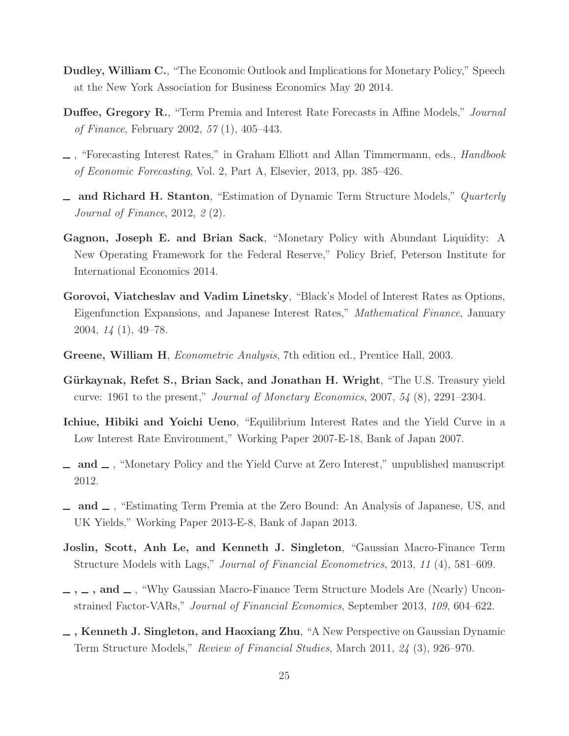**Dudley, William C.**, "The Economic Outlook and Implications for Monetary Policy," Speech at the New York Association for Business Economics May 20 2014.

**Duffee, Gregory R.**, "Term Premia and Interest Rate Forecasts in Affine Models," *Journal of Finance*, February 2002, *57* (1), 405–443.

\_ , "Forecasting Interest Rates," in Graham Elliott and Allan Timmermann, eds., *Handbook of Economic Forecasting*, Vol. 2, Part A, Elsevier, 2013, pp. 385–426.

\_ **and Richard H. Stanton**, "Estimation of Dynamic Term Structure Models," *Quarterly Journal of Finance*, 2012, *2* (2).

**Gagnon, Joseph E. and Brian Sack**, "Monetary Policy with Abundant Liquidity: A New Operating Framework for the Federal Reserve," Policy Brief, Peterson Institute for International Economics 2014.

**Gorovoi, Viatcheslav and Vadim Linetsky**, "Black's Model of Interest Rates as Options, Eigenfunction Expansions, and Japanese Interest Rates," *Mathematical Finance*, January 2004, *14* (1), 49–78.

**Greene, William H**, *Econometric Analysis*, 7th edition ed., Prentice Hall, 2003.

**Gürkaynak, Refet S., Brian Sack, and Jonathan H. Wright**, "The U.S. Treasury yield curve: 1961 to the present," *Journal of Monetary Economics*, 2007, *54* (8), 2291–2304.

**Ichiue, Hibiki and Yoichi Ueno**, "Equilibrium Interest Rates and the Yield Curve in a Low Interest Rate Environment," Working Paper 2007-E-18, Bank of Japan 2007.

\_ **and** \_ , "Monetary Policy and the Yield Curve at Zero Interest," unpublished manuscript 2012.

\_ **and** \_ , "Estimating Term Premia at the Zero Bound: An Analysis of Japanese, US, and UK Yields," Working Paper 2013-E-8, Bank of Japan 2013.

**Joslin, Scott, Anh Le, and Kenneth J. Singleton**, "Gaussian Macro-Finance Term Structure Models with Lags," *Journal of Financial Econometrics*, 2013, *11* (4), 581–609.

\_ **,** \_ **, and** \_ , "Why Gaussian Macro-Finance Term Structure Models Are (Nearly) Unconstrained Factor-VARs," *Journal of Financial Economics*, September 2013, *109*, 604–622.

\_ **, Kenneth J. Singleton, and Haoxiang Zhu**, "A New Perspective on Gaussian Dynamic Term Structure Models," *Review of Financial Studies*, March 2011, *24* (3), 926–970.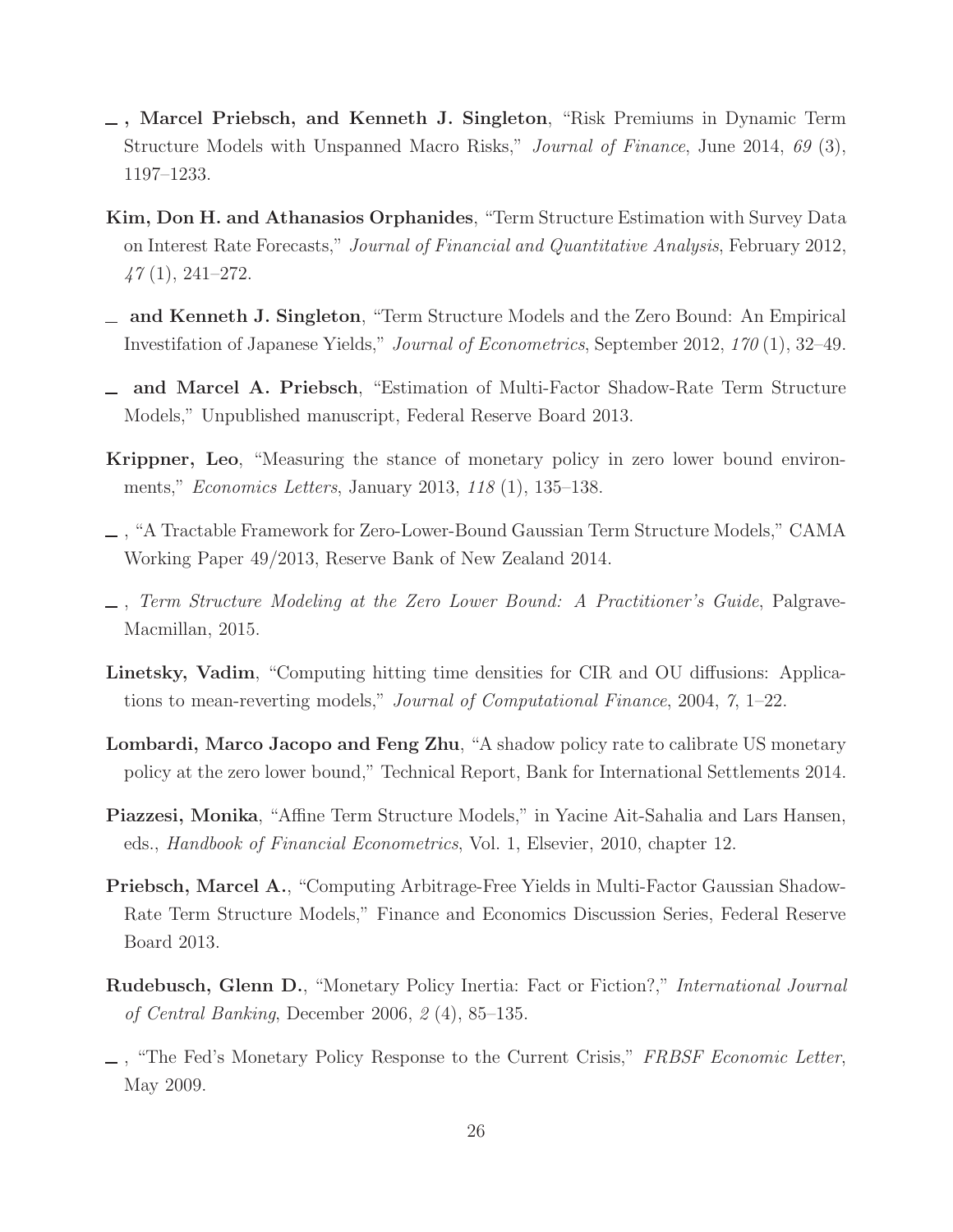__, **Marcel Priebsch, and Kenneth J. Singleton**, "Risk Premiums in Dynamic Term Structure Models with Unspanned Macro Risks," *Journal of Finance*, June 2014, *69* (3), 1197–1233.

**Kim, Don H. and Athanasios Orphanides**, "Term Structure Estimation with Survey Data on Interest Rate Forecasts," *Journal of Financial and Quantitative Analysis*, February 2012, *47* (1), 241–272.

__ **and Kenneth J. Singleton**, "Term Structure Models and the Zero Bound: An Empirical Investifation of Japanese Yields," *Journal of Econometrics*, September 2012, *170* (1), 32–49.

__ **and Marcel A. Priebsch**, "Estimation of Multi-Factor Shadow-Rate Term Structure Models," Unpublished manuscript, Federal Reserve Board 2013.

**Krippner, Leo**, "Measuring the stance of monetary policy in zero lower bound environments," *Economics Letters*, January 2013, *118* (1), 135–138.

__, "A Tractable Framework for Zero-Lower-Bound Gaussian Term Structure Models," CAMA Working Paper 49/2013, Reserve Bank of New Zealand 2014.

__, *Term Structure Modeling at the Zero Lower Bound: A Practitioner's Guide*, Palgrave-Macmillan, 2015.

**Linetsky, Vadim**, "Computing hitting time densities for CIR and OU diffusions: Applications to mean-reverting models," *Journal of Computational Finance*, 2004, *7*, 1–22.

**Lombardi, Marco Jacopo and Feng Zhu**, "A shadow policy rate to calibrate US monetary policy at the zero lower bound," Technical Report, Bank for International Settlements 2014.

**Piazzesi, Monika**, "Affine Term Structure Models," in Yacine Ait-Sahalia and Lars Hansen, eds., *Handbook of Financial Econometrics*, Vol. 1, Elsevier, 2010, chapter 12.

**Priebsch, Marcel A.**, "Computing Arbitrage-Free Yields in Multi-Factor Gaussian Shadow-Rate Term Structure Models," Finance and Economics Discussion Series, Federal Reserve Board 2013.

**Rudebusch, Glenn D.**, "Monetary Policy Inertia: Fact or Fiction?," *International Journal of Central Banking*, December 2006, *2* (4), 85–135.

__, "The Fed's Monetary Policy Response to the Current Crisis," *FRBSF Economic Letter*, May 2009.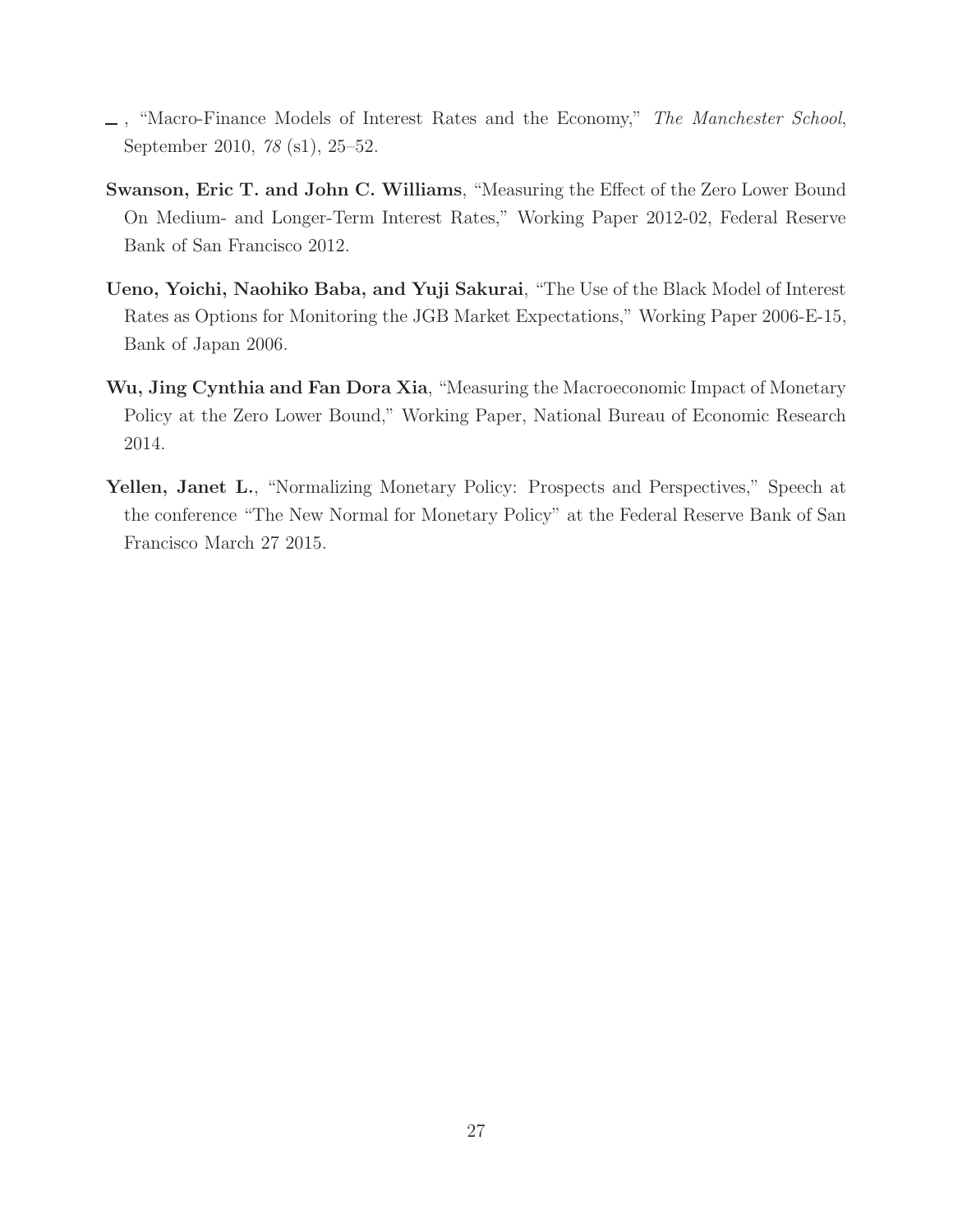—, "Macro-Finance Models of Interest Rates and the Economy," *The Manchester School*, September 2010, *78* (s1), 25–52.

**Swanson, Eric T. and John C. Williams**, "Measuring the Effect of the Zero Lower Bound On Medium- and Longer-Term Interest Rates," Working Paper 2012-02, Federal Reserve Bank of San Francisco 2012.

**Ueno, Yoichi, Naohiko Baba, and Yuji Sakurai**, "The Use of the Black Model of Interest Rates as Options for Monitoring the JGB Market Expectations," Working Paper 2006-E-15, Bank of Japan 2006.

**Wu, Jing Cynthia and Fan Dora Xia**, "Measuring the Macroeconomic Impact of Monetary Policy at the Zero Lower Bound," Working Paper, National Bureau of Economic Research 2014.

**Yellen, Janet L.**, "Normalizing Monetary Policy: Prospects and Perspectives," Speech at the conference "The New Normal for Monetary Policy" at the Federal Reserve Bank of San Francisco March 27 2015.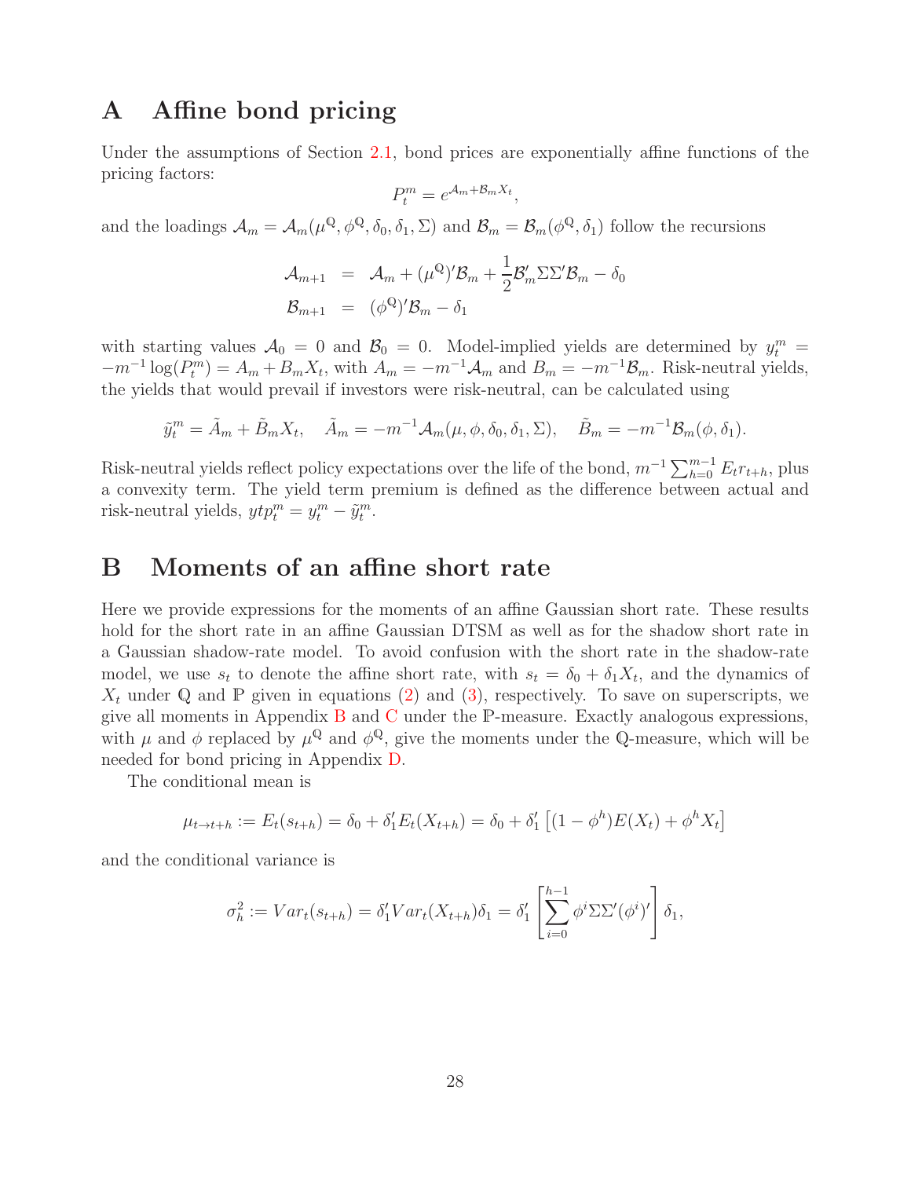# A Affine bond pricing

Under the assumptions of Section 2.1, bond prices are exponentially affine functions of the pricing factors:

$$P_t^m = e^{\mathcal{A}_m + \mathcal{B}_m X_t},$$

and the loadings $\mathcal{A}_m = \mathcal{A}_m(\mu^{\mathbb{Q}}, \phi^{\mathbb{Q}}, \delta_0, \delta_1, \Sigma)$ and $\mathcal{B}_m = \mathcal{B}_m(\phi^{\mathbb{Q}}, \delta_1)$ follow the recursions

$$\begin{aligned}
\mathcal{A}_{m+1} &= \mathcal{A}_m + (\mu^{\mathbb{Q}})'\mathcal{B}_m + \frac{1}{2}\mathcal{B}_m'\Sigma\Sigma'\mathcal{B}_m - \delta_0 \\
\mathcal{B}_{m+1} &= (\phi^{\mathbb{Q}})'\mathcal{B}_m - \delta_1
\end{aligned}$$

with starting values $\mathcal{A}_0 = 0$ and $\mathcal{B}_0 = 0$. Model-implied yields are determined by $y_t^m = -m^{-1}\log(P_t^m) = A_m + B_m X_t$, with $A_m = -m^{-1}\mathcal{A}_m$ and $B_m = -m^{-1}\mathcal{B}_m$. Risk-neutral yields, the yields that would prevail if investors were risk-neutral, can be calculated using

$$\tilde{y}_t^m = \tilde{A}_m + \tilde{B}_m X_t, \quad \tilde{A}_m = -m^{-1}\mathcal{A}_m(\mu, \phi, \delta_0, \delta_1, \Sigma), \quad \tilde{B}_m = -m^{-1}\mathcal{B}_m(\phi, \delta_1).$$

Risk-neutral yields reflect policy expectations over the life of the bond, $m^{-1}\sum_{h=0}^{m-1} E_t r_{t+h}$, plus a convexity term. The yield term premium is defined as the difference between actual and risk-neutral yields, $ytp_t^m = y_t^m - \tilde{y}_t^m$.

# B Moments of an affine short rate

Here we provide expressions for the moments of an affine Gaussian short rate. These results hold for the short rate in an affine Gaussian DTSM as well as for the shadow short rate in a Gaussian shadow-rate model. To avoid confusion with the short rate in the shadow-rate model, we use $s_t$ to denote the affine short rate, with $s_t = \delta_0 + \delta_1 X_t$, and the dynamics of $X_t$ under $\mathbb{Q}$ and $\mathbb{P}$ given in equations (2) and (3), respectively. To save on superscripts, we give all moments in Appendix B and C under the $\mathbb{P}$-measure. Exactly analogous expressions, with $\mu$ and $\phi$ replaced by $\mu^{\mathbb{Q}}$ and $\phi^{\mathbb{Q}}$, give the moments under the $\mathbb{Q}$-measure, which will be needed for bond pricing in Appendix D.

The conditional mean is

$$\mu_{t\to t+h} := E_t(s_{t+h}) = \delta_0 + \delta_1' E_t(X_{t+h}) = \delta_0 + \delta_1'\left[(1 - \phi^h)E(X_t) + \phi^h X_t\right]$$

and the conditional variance is

$$\sigma_h^2 := Var_t(s_{t+h}) = \delta_1' Var_t(X_{t+h})\delta_1 = \delta_1'\left[\sum_{i=0}^{h-1}\phi^i\Sigma\Sigma'(\phi^i)'\right]\delta_1,$$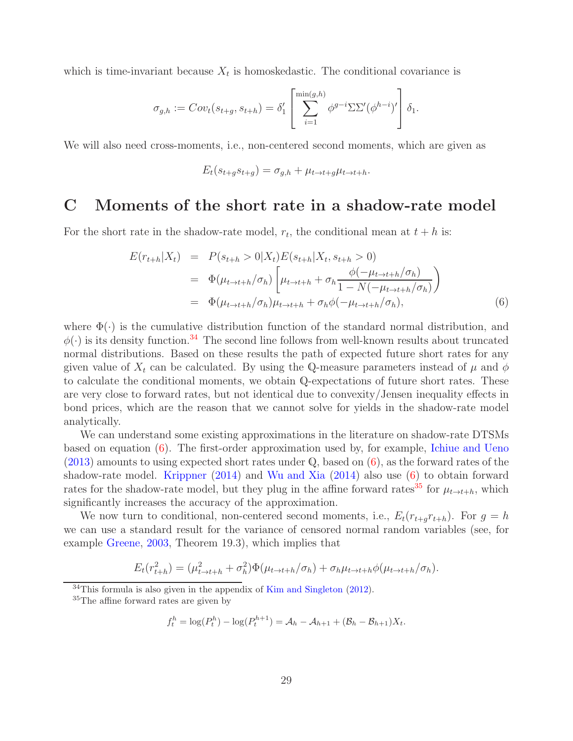which is time-invariant because $X_t$ is homoskedastic. The conditional covariance is

$$\sigma_{g,h} := Cov_t(s_{t+g}, s_{t+h}) = \delta_1' \left[ \sum_{i=1}^{\min(g,h)} \phi^{g-i} \Sigma \Sigma' (\phi^{h-i})' \right] \delta_1.$$

We will also need cross-moments, i.e., non-centered second moments, which are given as

$$E_t(s_{t+g} s_{t+g}) = \sigma_{g,h} + \mu_{t \to t+g} \mu_{t \to t+h}.$$

# C Moments of the short rate in a shadow-rate model

For the short rate in the shadow-rate model, $r_t$, the conditional mean at $t+h$ is:

$$\begin{aligned}
E(r_{t+h}|X_t) &= P(s_{t+h} > 0|X_t) E(s_{t+h}|X_t, s_{t+h} > 0) \\
&= \Phi(\mu_{t \to t+h}/\sigma_h) \left[ \mu_{t \to t+h} + \sigma_h \frac{\phi(-\mu_{t \to t+h}/\sigma_h)}{1 - N(-\mu_{t \to t+h}/\sigma_h)} \right) \\
&= \Phi(\mu_{t \to t+h}/\sigma_h) \mu_{t \to t+h} + \sigma_h \phi(-\mu_{t \to t+h}/\sigma_h), \qquad (6)
\end{aligned}$$

where $\Phi(\cdot)$ is the cumulative distribution function of the standard normal distribution, and $\phi(\cdot)$ is its density function.[34] The second line follows from well-known results about truncated normal distributions. Based on these results the path of expected future short rates for any given value of $X_t$ can be calculated. By using the $\mathbb{Q}$-measure parameters instead of $\mu$ and $\phi$ to calculate the conditional moments, we obtain $\mathbb{Q}$-expectations of future short rates. These are very close to forward rates, but not identical due to convexity/Jensen inequality effects in bond prices, which are the reason that we cannot solve for yields in the shadow-rate model analytically.

We can understand some existing approximations in the literature on shadow-rate DTSMs based on equation (6). The first-order approximation used by, for example, Ichiue and Ueno (2013) amounts to using expected short rates under $\mathbb{Q}$, based on (6), as the forward rates of the shadow-rate model. Krippner (2014) and Wu and Xia (2014) also use (6) to obtain forward rates for the shadow-rate model, but they plug in the affine forward rates[35] for $\mu_{t \to t+h}$, which significantly increases the accuracy of the approximation.

We now turn to conditional, non-centered second moments, i.e., $E_t(r_{t+g} r_{t+h})$. For $g = h$ we can use a standard result for the variance of censored normal random variables (see, for example Greene, 2003, Theorem 19.3), which implies that

$$E_t(r_{t+h}^2) = (\mu_{t \to t+h}^2 + \sigma_h^2) \Phi(\mu_{t \to t+h}/\sigma_h) + \sigma_h \mu_{t \to t+h} \phi(\mu_{t \to t+h}/\sigma_h).$$

---

[34] This formula is also given in the appendix of Kim and Singleton (2012).

[35] The affine forward rates are given by

$$f_t^h = \log(P_t^h) - \log(P_t^{h+1}) = \mathcal{A}_h - \mathcal{A}_{h+1} + (\mathcal{B}_h - \mathcal{B}_{h+1}) X_t.$$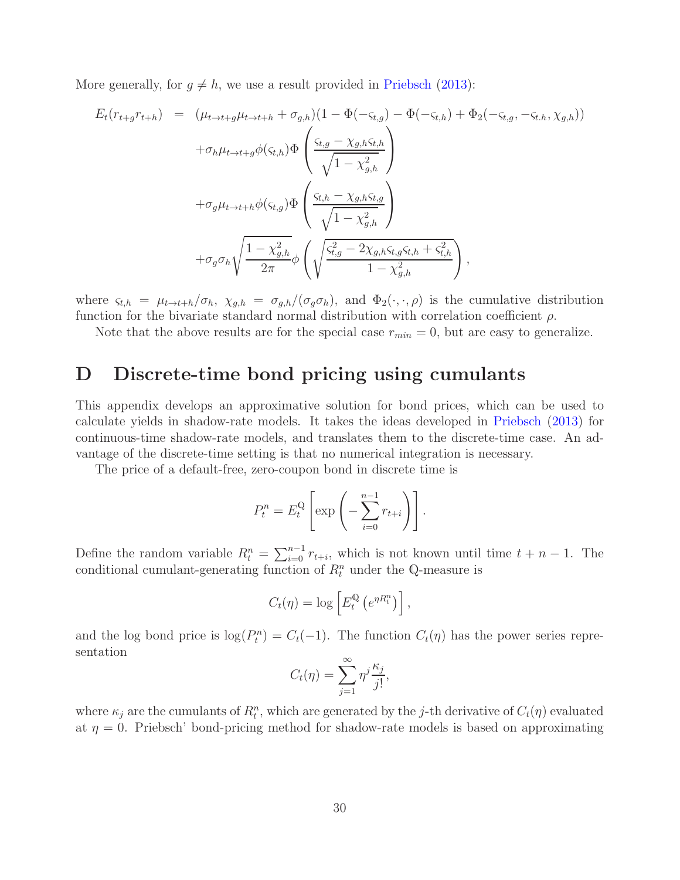More generally, for $g \neq h$, we use a result provided in Priebsch (2013):

$$
\begin{aligned}
E_t(r_{t+g}r_{t+h}) &= (\mu_{t\to t+g}\mu_{t\to t+h} + \sigma_{g,h})(1 - \Phi(-\varsigma_{t,g}) - \Phi(-\varsigma_{t,h}) + \Phi_2(-\varsigma_{t,g}, -\varsigma_{t.h}, \chi_{g,h})) \\
&\quad + \sigma_h \mu_{t\to t+g}\phi(\varsigma_{t,h})\Phi\left(\frac{\varsigma_{t,g} - \chi_{g,h}\varsigma_{t,h}}{\sqrt{1-\chi_{g,h}^2}}\right) \\
&\quad + \sigma_g \mu_{t\to t+h}\phi(\varsigma_{t,g})\Phi\left(\frac{\varsigma_{t,h} - \chi_{g,h}\varsigma_{t,g}}{\sqrt{1-\chi_{g,h}^2}}\right) \\
&\quad + \sigma_g\sigma_h\sqrt{\frac{1-\chi_{g,h}^2}{2\pi}}\phi\left(\sqrt{\frac{\varsigma_{t,g}^2 - 2\chi_{g,h}\varsigma_{t,g}\varsigma_{t,h} + \varsigma_{t,h}^2}{1-\chi_{g,h}^2}}\right),
\end{aligned}
$$

where $\varsigma_{t,h} = \mu_{t\to t+h}/\sigma_h$, $\chi_{g,h} = \sigma_{g,h}/(\sigma_g\sigma_h)$, and $\Phi_2(\cdot,\cdot,\rho)$ is the cumulative distribution function for the bivariate standard normal distribution with correlation coefficient $\rho$.

Note that the above results are for the special case $r_{min} = 0$, but are easy to generalize.

# D Discrete-time bond pricing using cumulants

This appendix develops an approximative solution for bond prices, which can be used to calculate yields in shadow-rate models. It takes the ideas developed in Priebsch (2013) for continuous-time shadow-rate models, and translates them to the discrete-time case. An advantage of the discrete-time setting is that no numerical integration is necessary.

The price of a default-free, zero-coupon bond in discrete time is

$$
P_t^n = E_t^{\mathbb{Q}}\left[\exp\left(-\sum_{i=0}^{n-1} r_{t+i}\right)\right].
$$

Define the random variable $R_t^n = \sum_{i=0}^{n-1} r_{t+i}$, which is not known until time $t+n-1$. The conditional cumulant-generating function of $R_t^n$ under the $\mathbb{Q}$-measure is

$$
C_t(\eta) = \log\left[E_t^{\mathbb{Q}}\left(e^{\eta R_t^n}\right)\right],
$$

and the log bond price is $\log(P_t^n) = C_t(-1)$. The function $C_t(\eta)$ has the power series representation

$$
C_t(\eta) = \sum_{j=1}^{\infty} \eta^j \frac{\kappa_j}{j!},
$$

where $\kappa_j$ are the cumulants of $R_t^n$, which are generated by the $j$-th derivative of $C_t(\eta)$ evaluated at $\eta = 0$. Priebsch' bond-pricing method for shadow-rate models is based on approximating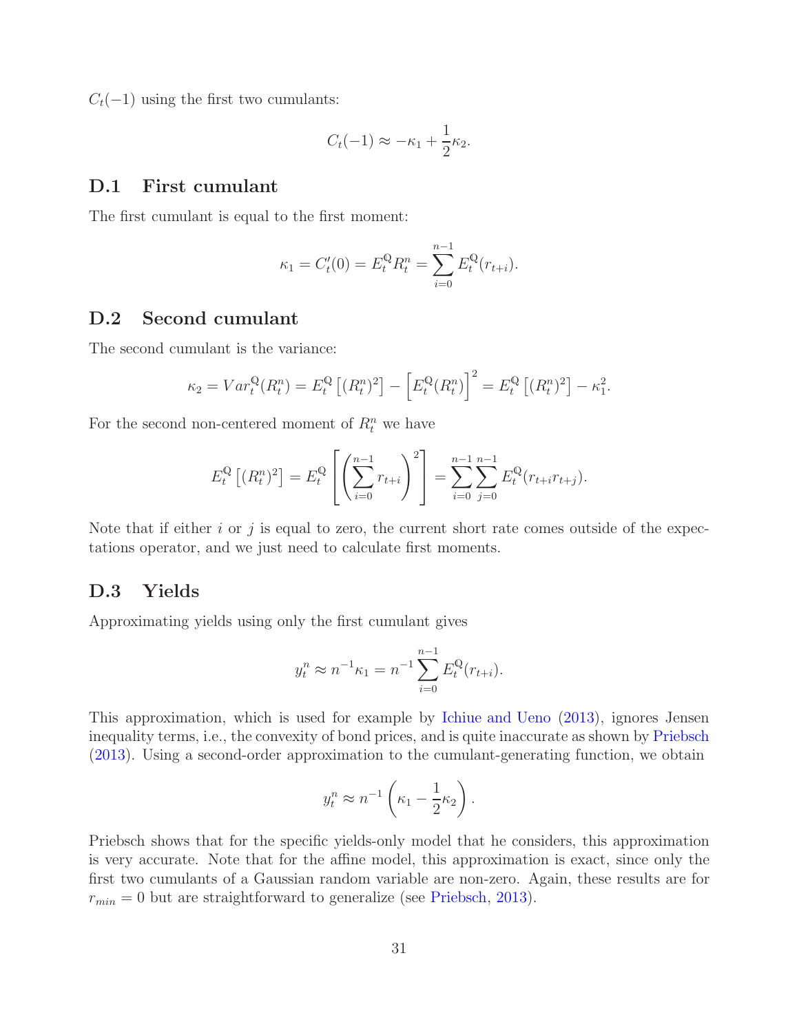$C_t(-1)$ using the first two cumulants:

$$C_t(-1) \approx -\kappa_1 + \frac{1}{2}\kappa_2.$$

## D.1 First cumulant

The first cumulant is equal to the first moment:

$$\kappa_1 = C_t'(0) = E_t^{\mathbb{Q}} R_t^n = \sum_{i=0}^{n-1} E_t^{\mathbb{Q}}(r_{t+i}).$$

## D.2 Second cumulant

The second cumulant is the variance:

$$\kappa_2 = Var_t^{\mathbb{Q}}(R_t^n) = E_t^{\mathbb{Q}}\left[(R_t^n)^2\right] - \left[E_t^{\mathbb{Q}}(R_t^n)\right]^2 = E_t^{\mathbb{Q}}\left[(R_t^n)^2\right] - \kappa_1^2.$$

For the second non-centered moment of $R_t^n$ we have

$$E_t^{\mathbb{Q}}\left[(R_t^n)^2\right] = E_t^{\mathbb{Q}}\left[\left(\sum_{i=0}^{n-1} r_{t+i}\right)^2\right] = \sum_{i=0}^{n-1}\sum_{j=0}^{n-1} E_t^{\mathbb{Q}}(r_{t+i}r_{t+j}).$$

Note that if either $i$ or $j$ is equal to zero, the current short rate comes outside of the expectations operator, and we just need to calculate first moments.

## D.3 Yields

Approximating yields using only the first cumulant gives

$$y_t^n \approx n^{-1}\kappa_1 = n^{-1}\sum_{i=0}^{n-1} E_t^{\mathbb{Q}}(r_{t+i}).$$

This approximation, which is used for example by Ichiue and Ueno (2013), ignores Jensen inequality terms, i.e., the convexity of bond prices, and is quite inaccurate as shown by Priebsch (2013). Using a second-order approximation to the cumulant-generating function, we obtain

$$y_t^n \approx n^{-1}\left(\kappa_1 - \frac{1}{2}\kappa_2\right).$$

Priebsch shows that for the specific yields-only model that he considers, this approximation is very accurate. Note that for the affine model, this approximation is exact, since only the first two cumulants of a Gaussian random variable are non-zero. Again, these results are for $r_{min} = 0$ but are straightforward to generalize (see Priebsch, 2013).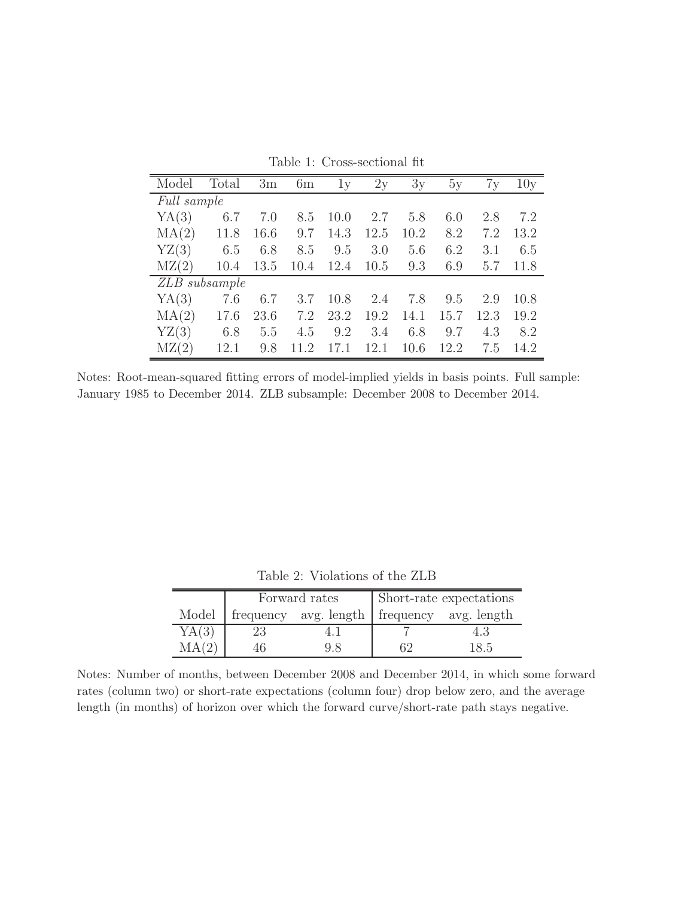Table 1: Cross-sectional fit

| Model | Total | 3m | 6m | 1y | 2y | 3y | 5y | 7y | 10y |
|---|---|---|---|---|---|---|---|---|---|
| *Full sample* | | | | | | | | | |
| YA(3) | 6.7 | 7.0 | 8.5 | 10.0 | 2.7 | 5.8 | 6.0 | 2.8 | 7.2 |
| MA(2) | 11.8 | 16.6 | 9.7 | 14.3 | 12.5 | 10.2 | 8.2 | 7.2 | 13.2 |
| YZ(3) | 6.5 | 6.8 | 8.5 | 9.5 | 3.0 | 5.6 | 6.2 | 3.1 | 6.5 |
| MZ(2) | 10.4 | 13.5 | 10.4 | 12.4 | 10.5 | 9.3 | 6.9 | 5.7 | 11.8 |
| *ZLB subsample* | | | | | | | | | |
| YA(3) | 7.6 | 6.7 | 3.7 | 10.8 | 2.4 | 7.8 | 9.5 | 2.9 | 10.8 |
| MA(2) | 17.6 | 23.6 | 7.2 | 23.2 | 19.2 | 14.1 | 15.7 | 12.3 | 19.2 |
| YZ(3) | 6.8 | 5.5 | 4.5 | 9.2 | 3.4 | 6.8 | 9.7 | 4.3 | 8.2 |
| MZ(2) | 12.1 | 9.8 | 11.2 | 17.1 | 12.1 | 10.6 | 12.2 | 7.5 | 14.2 |

Notes: Root-mean-squared fitting errors of model-implied yields in basis points. Full sample: January 1985 to December 2014. ZLB subsample: December 2008 to December 2014.

Table 2: Violations of the ZLB

| | Forward rates | | Short-rate expectations | |
|---|---|---|---|---|
| Model | frequency | avg. length | frequency | avg. length |
| YA(3) | 23 | 4.1 | 7 | 4.3 |
| MA(2) | 46 | 9.8 | 62 | 18.5 |

Notes: Number of months, between December 2008 and December 2014, in which some forward rates (column two) or short-rate expectations (column four) drop below zero, and the average length (in months) of horizon over which the forward curve/short-rate path stays negative.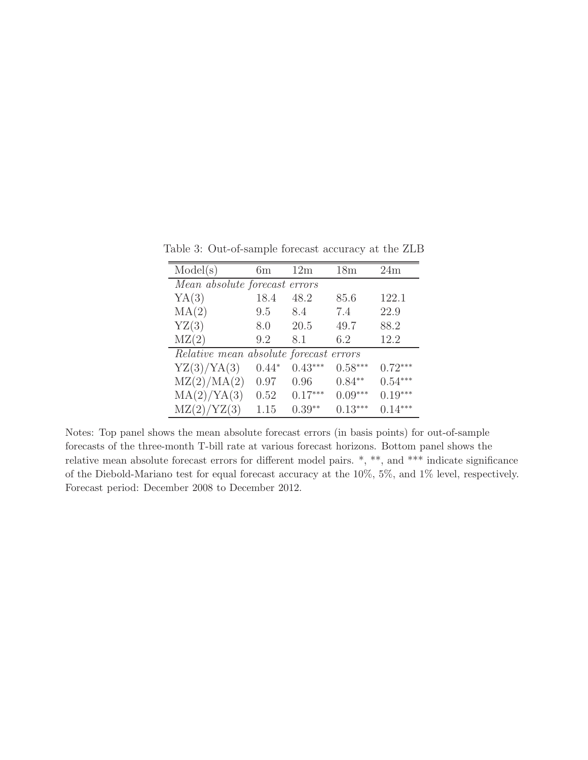Table 3: Out-of-sample forecast accuracy at the ZLB

| Model(s) | 6m | 12m | 18m | 24m |
|---|---|---|---|---|
| *Mean absolute forecast errors* | | | | |
| YA(3) | 18.4 | 48.2 | 85.6 | 122.1 |
| MA(2) | 9.5 | 8.4 | 7.4 | 22.9 |
| YZ(3) | 8.0 | 20.5 | 49.7 | 88.2 |
| MZ(2) | 9.2 | 8.1 | 6.2 | 12.2 |
| *Relative mean absolute forecast errors* | | | | |
| YZ(3)/YA(3) | $0.44^{*}$ | $0.43^{***}$ | $0.58^{***}$ | $0.72^{***}$ |
| MZ(2)/MA(2) | 0.97 | 0.96 | $0.84^{**}$ | $0.54^{***}$ |
| MA(2)/YA(3) | 0.52 | $0.17^{***}$ | $0.09^{***}$ | $0.19^{***}$ |
| MZ(2)/YZ(3) | 1.15 | $0.39^{**}$ | $0.13^{***}$ | $0.14^{***}$ |

Notes: Top panel shows the mean absolute forecast errors (in basis points) for out-of-sample forecasts of the three-month T-bill rate at various forecast horizons. Bottom panel shows the relative mean absolute forecast errors for different model pairs. *, **, and *** indicate significance of the Diebold-Mariano test for equal forecast accuracy at the 10%, 5%, and 1% level, respectively. Forecast period: December 2008 to December 2012.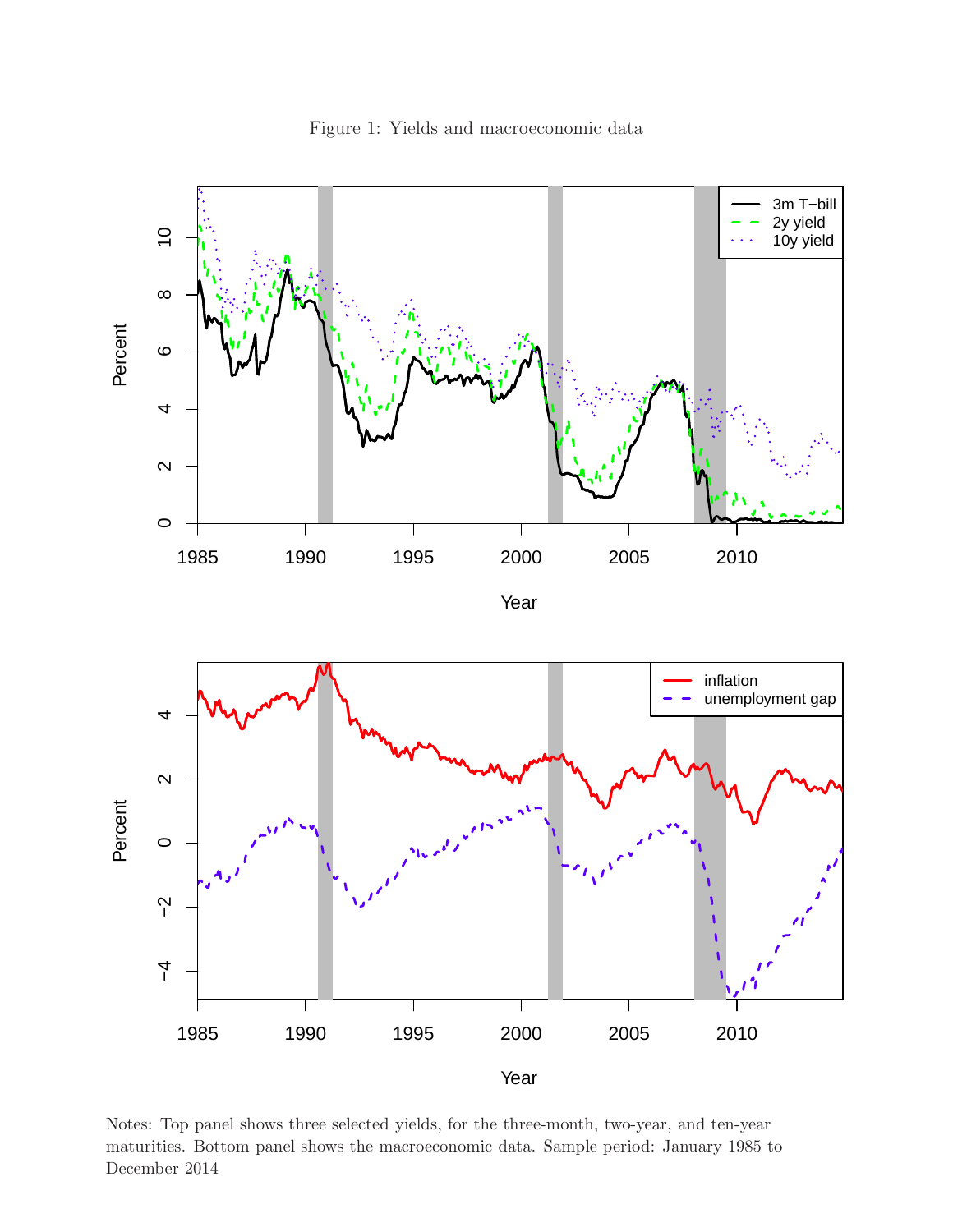Figure 1: Yields and macroeconomic data

Notes: Top panel shows three selected yields, for the three-month, two-year, and ten-year maturities. Bottom panel shows the macroeconomic data. Sample period: January 1985 to December 2014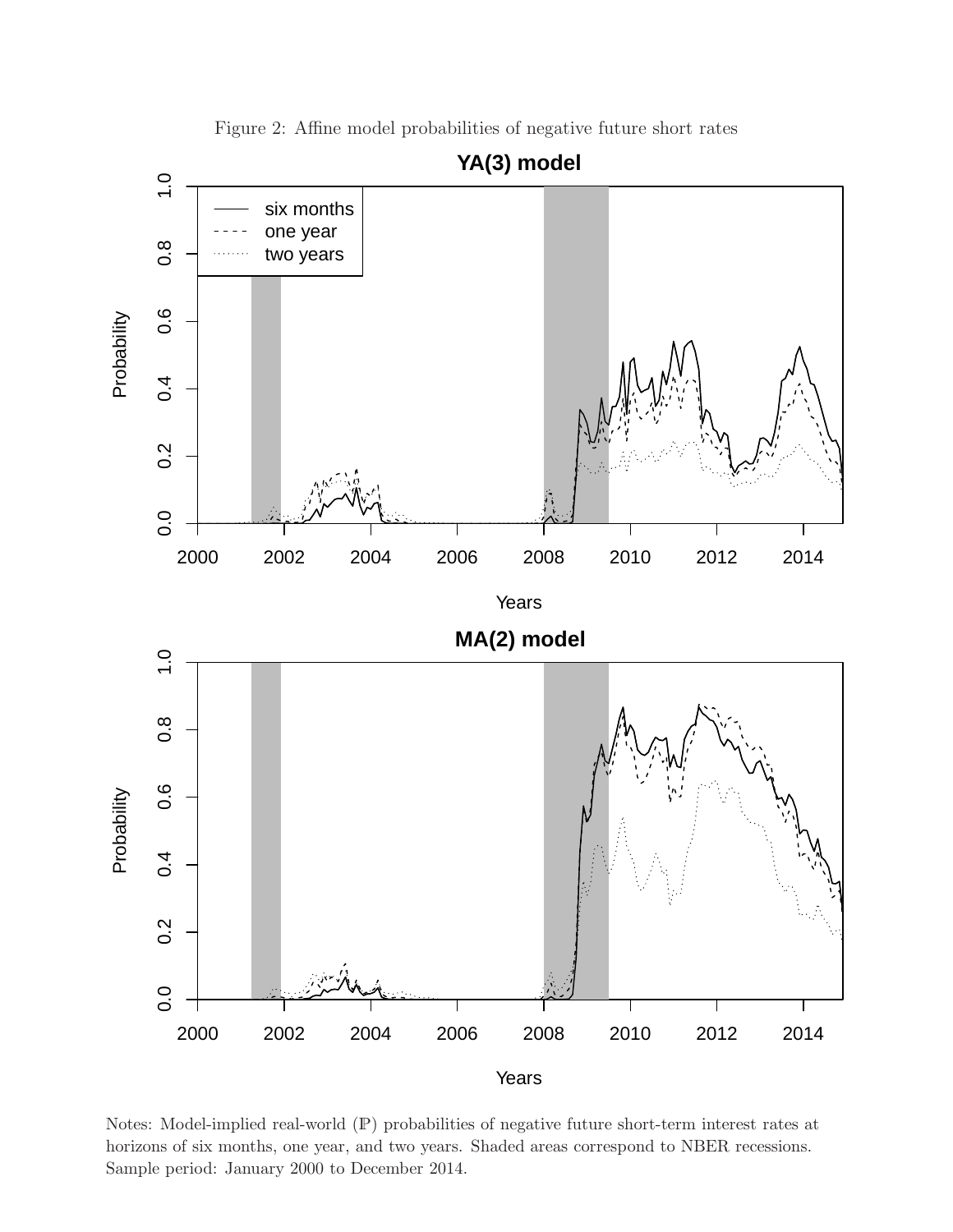Figure 2: Affine model probabilities of negative future short rates

Notes: Model-implied real-world ($\mathbb{P}$) probabilities of negative future short-term interest rates at horizons of six months, one year, and two years. Shaded areas correspond to NBER recessions. Sample period: January 2000 to December 2014.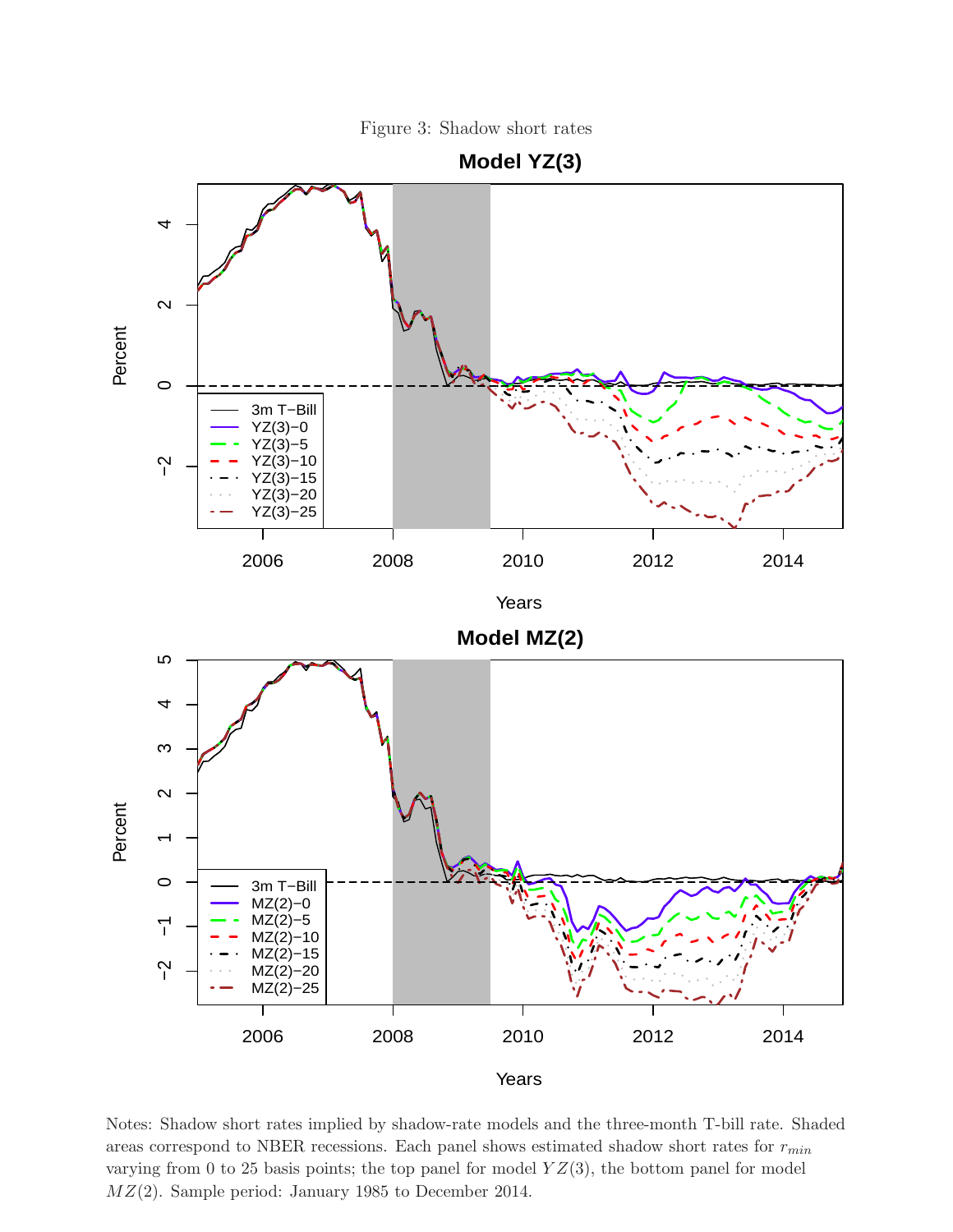Figure 3: Shadow short rates

Notes: Shadow short rates implied by shadow-rate models and the three-month T-bill rate. Shaded areas correspond to NBER recessions. Each panel shows estimated shadow short rates for $r_{min}$ varying from 0 to 25 basis points; the top panel for model $YZ(3)$, the bottom panel for model $MZ(2)$. Sample period: January 1985 to December 2014.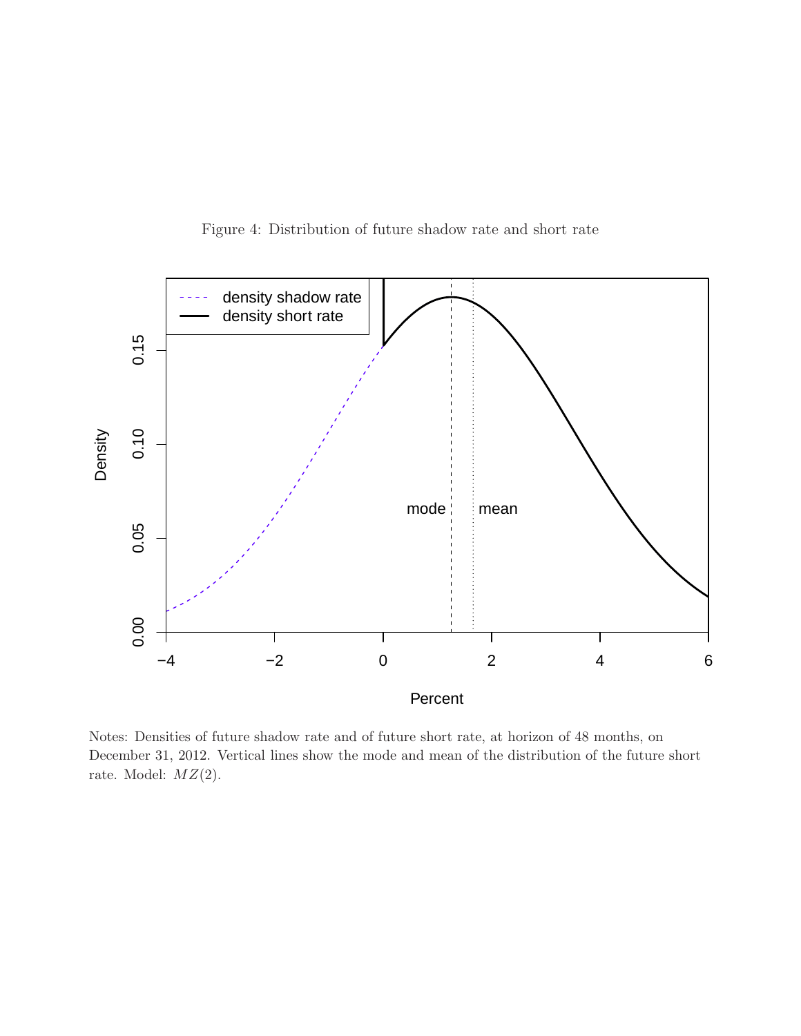Figure 4: Distribution of future shadow rate and short rate

Notes: Densities of future shadow rate and of future short rate, at horizon of 48 months, on December 31, 2012. Vertical lines show the mode and mean of the distribution of the future short rate. Model: $MZ(2)$.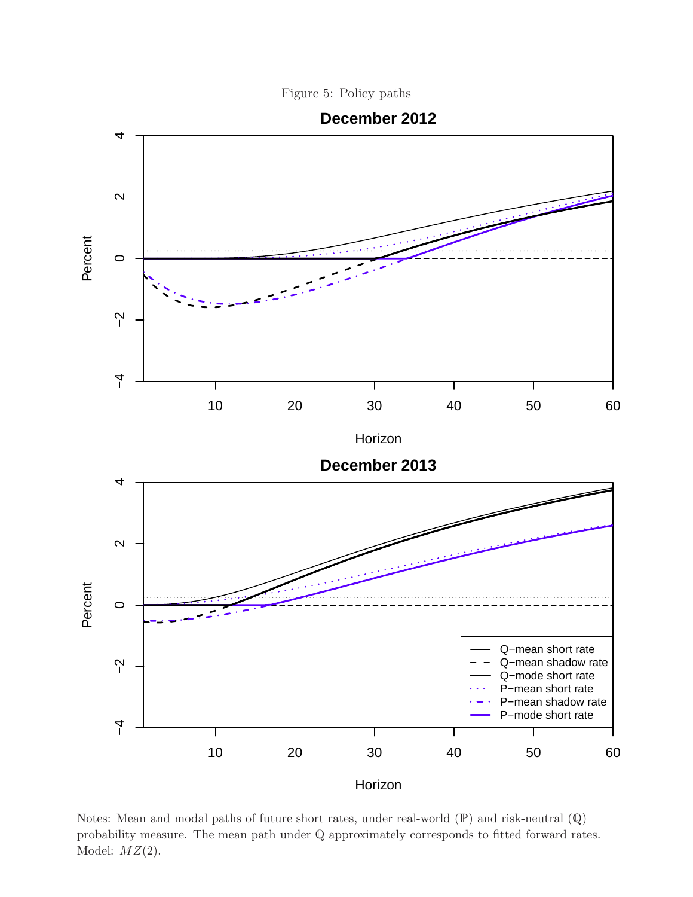Figure 5: Policy paths

Notes: Mean and modal paths of future short rates, under real-world ($\mathbb{P}$) and risk-neutral ($\mathbb{Q}$) probability measure. The mean path under $\mathbb{Q}$ approximately corresponds to fitted forward rates. Model: $MZ(2)$.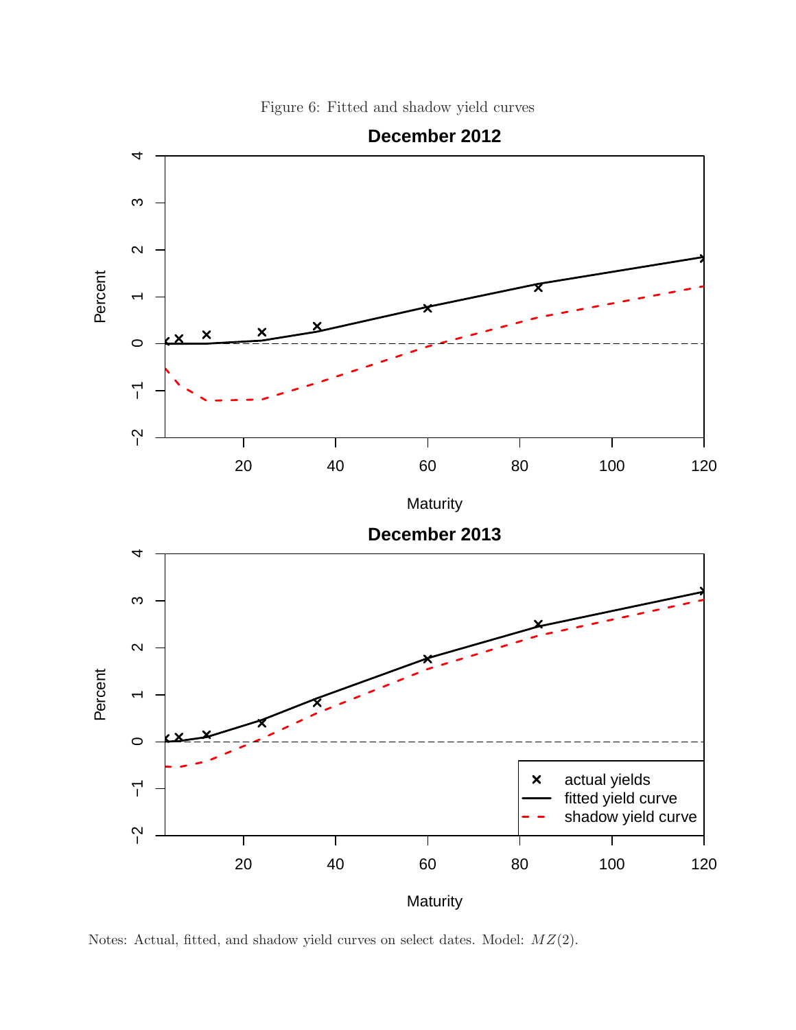Figure 6: Fitted and shadow yield curves

Notes: Actual, fitted, and shadow yield curves on select dates. Model: $MZ(2)$.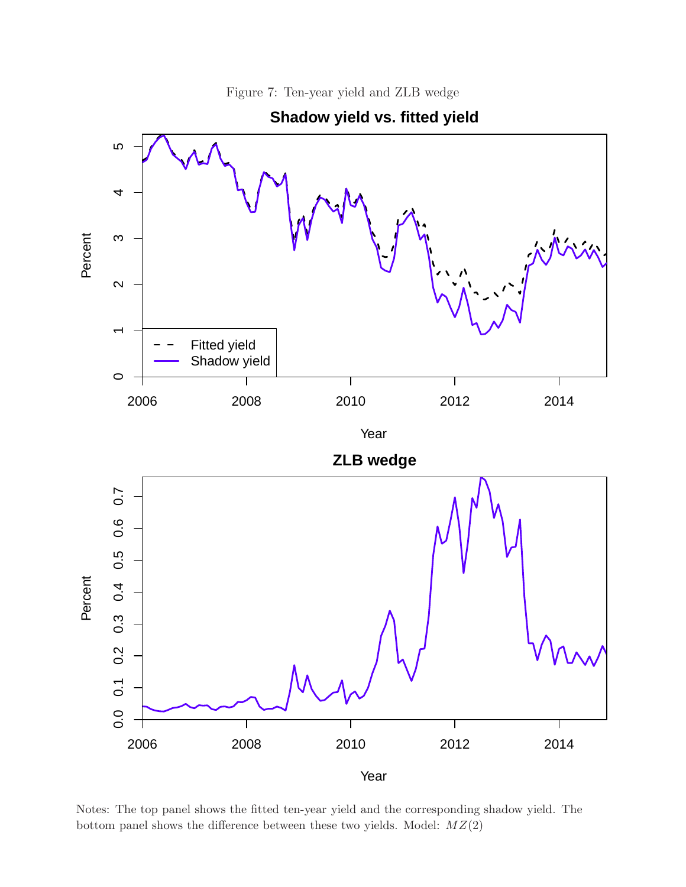Figure 7: Ten-year yield and ZLB wedge

Notes: The top panel shows the fitted ten-year yield and the corresponding shadow yield. The bottom panel shows the difference between these two yields. Model: $MZ(2)$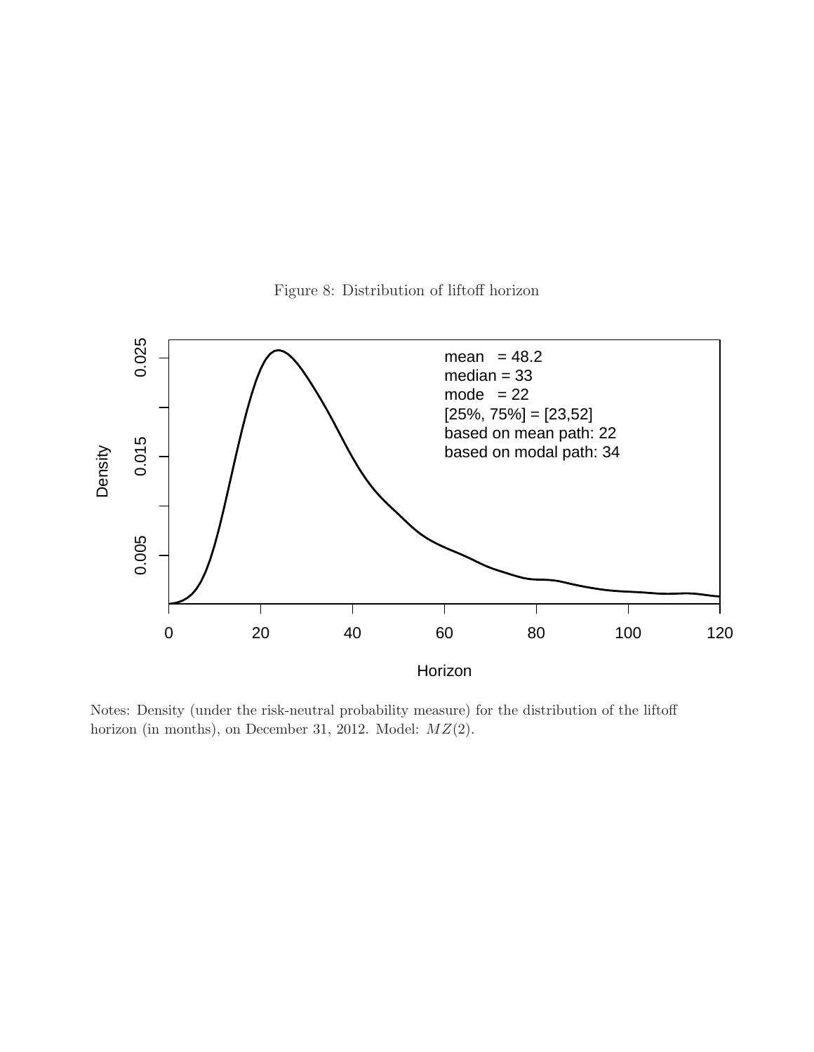Figure 8: Distribution of liftoff horizon

mean = 48.2
median = 33
mode = 22
[25%, 75%] = [23,52]
based on mean path: 22
based on modal path: 34

Notes: Density (under the risk-neutral probability measure) for the distribution of the liftoff horizon (in months), on December 31, 2012. Model: $MZ(2)$.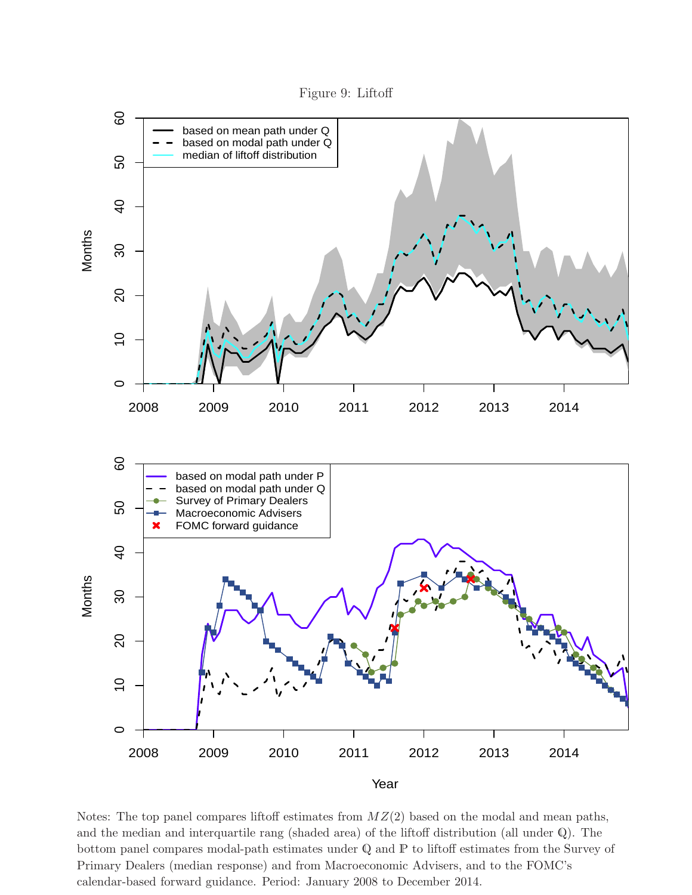Figure 9: Liftoff

Notes: The top panel compares liftoff estimates from $MZ(2)$ based on the modal and mean paths, and the median and interquartile rang (shaded area) of the liftoff distribution (all under $\mathbb{Q}$). The bottom panel compares modal-path estimates under $\mathbb{Q}$ and $\mathbb{P}$ to liftoff estimates from the Survey of Primary Dealers (median response) and from Macroeconomic Advisers, and to the FOMC's calendar-based forward guidance. Period: January 2008 to December 2014.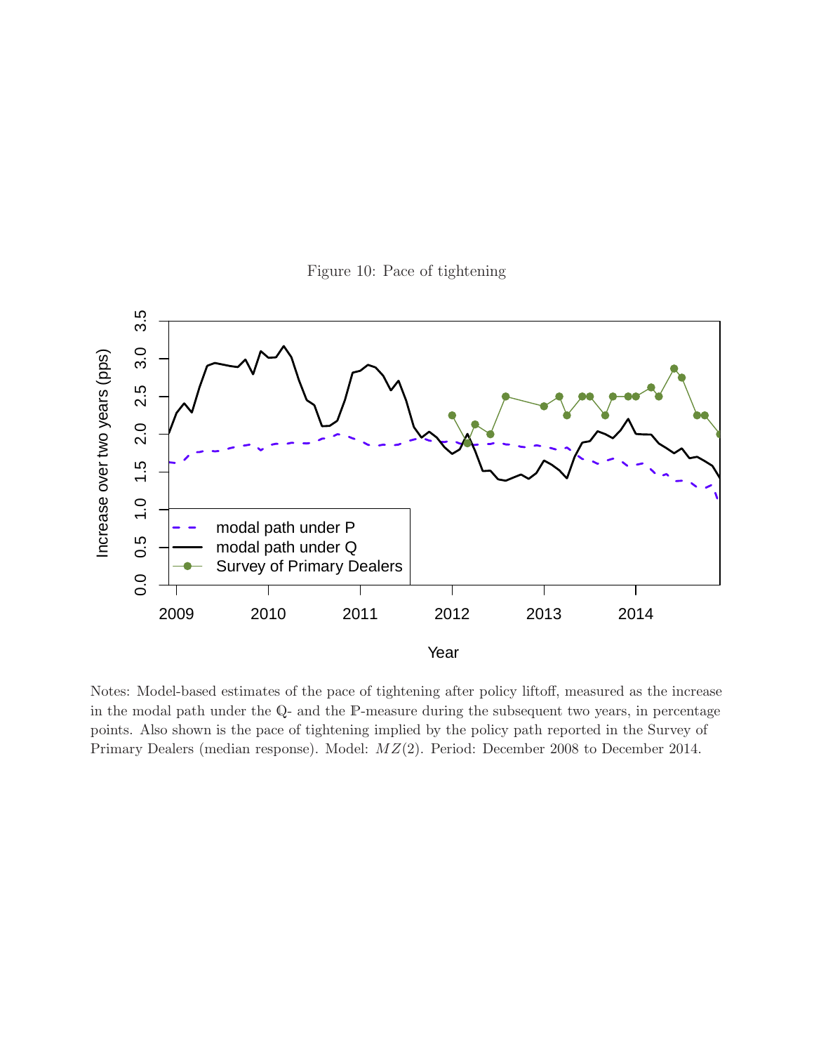Figure 10: Pace of tightening

Increase over two years (pps)

0.0
0.5
1.0
1.5
2.0
2.5
3.0
3.5

2009
2010
2011
2012
2013
2014

Year

modal path under P
modal path under Q
Survey of Primary Dealers

Notes: Model-based estimates of the pace of tightening after policy liftoff, measured as the increase in the modal path under the $\mathbb{Q}$- and the $\mathbb{P}$-measure during the subsequent two years, in percentage points. Also shown is the pace of tightening implied by the policy path reported in the Survey of Primary Dealers (median response). Model: $MZ(2)$. Period: December 2008 to December 2014.